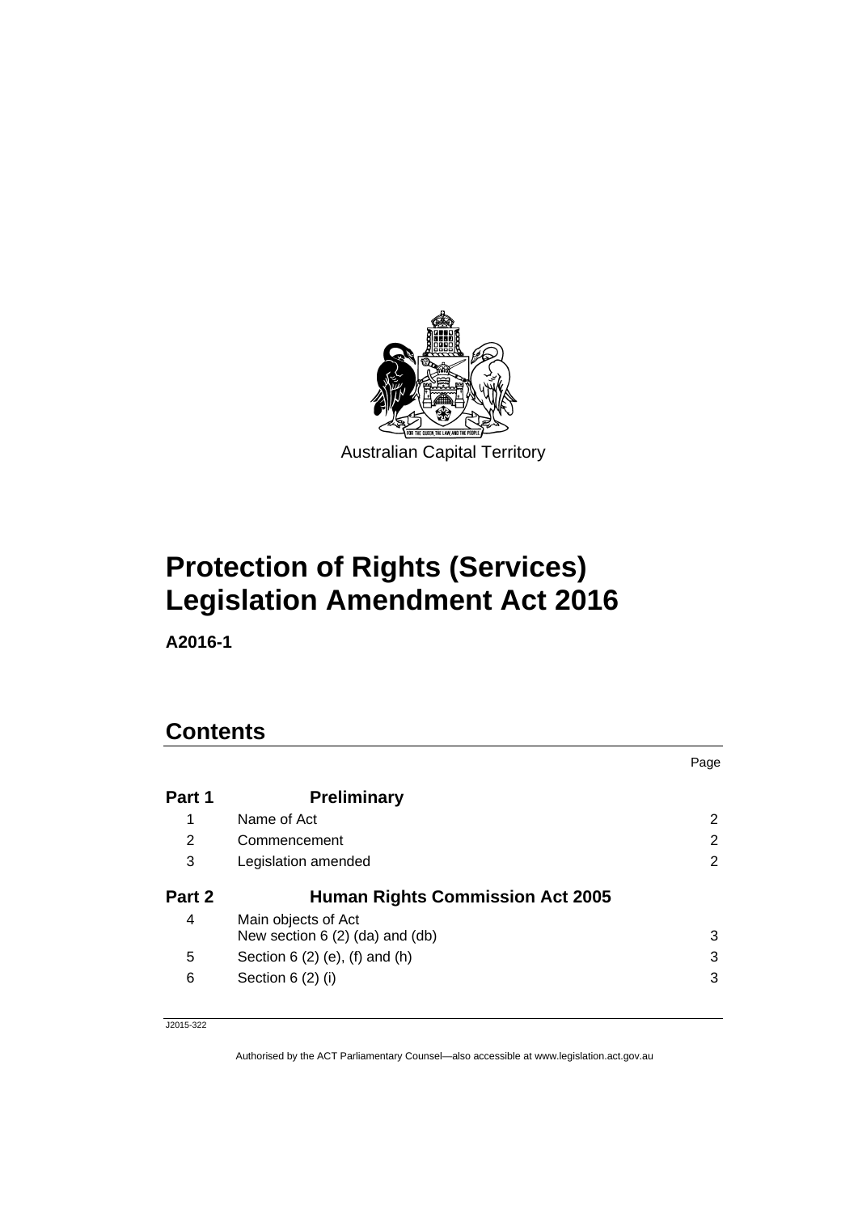Australian Capital Territory

# Protection of Rights (Services) Legislation Amendment Act 2016

**A2016-1**

## Contents

| | | Page |
|---|---|---|
| **Part 1** | **Preliminary** | |
| 1 | Name of Act | 2 |
| 2 | Commencement | 2 |
| 3 | Legislation amended | 2 |
| **Part 2** | **Human Rights Commission Act 2005** | |
| 4 | Main objects of Act<br>New section 6 (2) (da) and (db) | 3 |
| 5 | Section 6 (2) (e), (f) and (h) | 3 |
| 6 | Section 6 (2) (i) | 3 |

J2015-322

Authorised by the ACT Parliamentary Counsel—also accessible at www.legislation.act.gov.au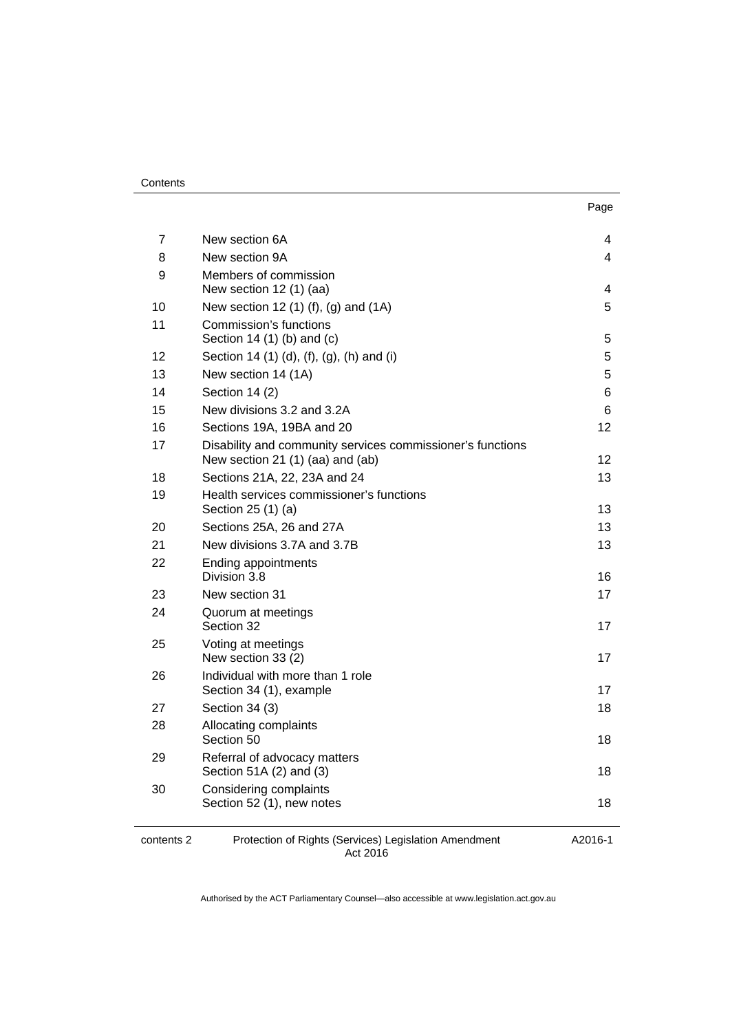| | | Page |
|---|---|---|
| 7 | New section 6A | 4 |
| 8 | New section 9A | 4 |
| 9 | Members of commission<br>New section 12 (1) (aa) | 4 |
| 10 | New section 12 (1) (f), (g) and (1A) | 5 |
| 11 | Commission's functions<br>Section 14 (1) (b) and (c) | 5 |
| 12 | Section 14 (1) (d), (f), (g), (h) and (i) | 5 |
| 13 | New section 14 (1A) | 5 |
| 14 | Section 14 (2) | 6 |
| 15 | New divisions 3.2 and 3.2A | 6 |
| 16 | Sections 19A, 19BA and 20 | 12 |
| 17 | Disability and community services commissioner's functions<br>New section 21 (1) (aa) and (ab) | 12 |
| 18 | Sections 21A, 22, 23A and 24 | 13 |
| 19 | Health services commissioner's functions<br>Section 25 (1) (a) | 13 |
| 20 | Sections 25A, 26 and 27A | 13 |
| 21 | New divisions 3.7A and 3.7B | 13 |
| 22 | Ending appointments<br>Division 3.8 | 16 |
| 23 | New section 31 | 17 |
| 24 | Quorum at meetings<br>Section 32 | 17 |
| 25 | Voting at meetings<br>New section 33 (2) | 17 |
| 26 | Individual with more than 1 role<br>Section 34 (1), example | 17 |
| 27 | Section 34 (3) | 18 |
| 28 | Allocating complaints<br>Section 50 | 18 |
| 29 | Referral of advocacy matters<br>Section 51A (2) and (3) | 18 |
| 30 | Considering complaints<br>Section 52 (1), new notes | 18 |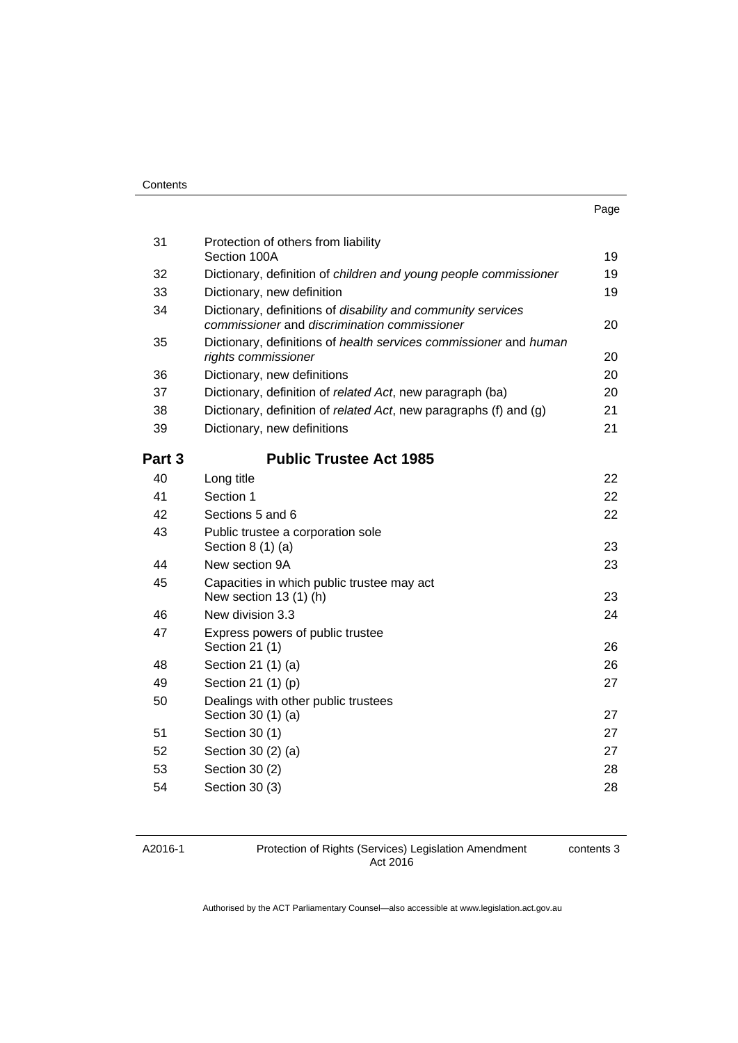| | | Page |
|---|---|---|
| 31 | Protection of others from liability<br>Section 100A | 19 |
| 32 | Dictionary, definition of *children and young people commissioner* | 19 |
| 33 | Dictionary, new definition | 19 |
| 34 | Dictionary, definitions of *disability and community services commissioner* and *discrimination commissioner* | 20 |
| 35 | Dictionary, definitions of *health services commissioner* and *human rights commissioner* | 20 |
| 36 | Dictionary, new definitions | 20 |
| 37 | Dictionary, definition of *related Act*, new paragraph (ba) | 20 |
| 38 | Dictionary, definition of *related Act*, new paragraphs (f) and (g) | 21 |
| 39 | Dictionary, new definitions | 21 |
| **Part 3** | **Public Trustee Act 1985** | |
| 40 | Long title | 22 |
| 41 | Section 1 | 22 |
| 42 | Sections 5 and 6 | 22 |
| 43 | Public trustee a corporation sole<br>Section 8 (1) (a) | 23 |
| 44 | New section 9A | 23 |
| 45 | Capacities in which public trustee may act<br>New section 13 (1) (h) | 23 |
| 46 | New division 3.3 | 24 |
| 47 | Express powers of public trustee<br>Section 21 (1) | 26 |
| 48 | Section 21 (1) (a) | 26 |
| 49 | Section 21 (1) (p) | 27 |
| 50 | Dealings with other public trustees<br>Section 30 (1) (a) | 27 |
| 51 | Section 30 (1) | 27 |
| 52 | Section 30 (2) (a) | 27 |
| 53 | Section 30 (2) | 28 |
| 54 | Section 30 (3) | 28 |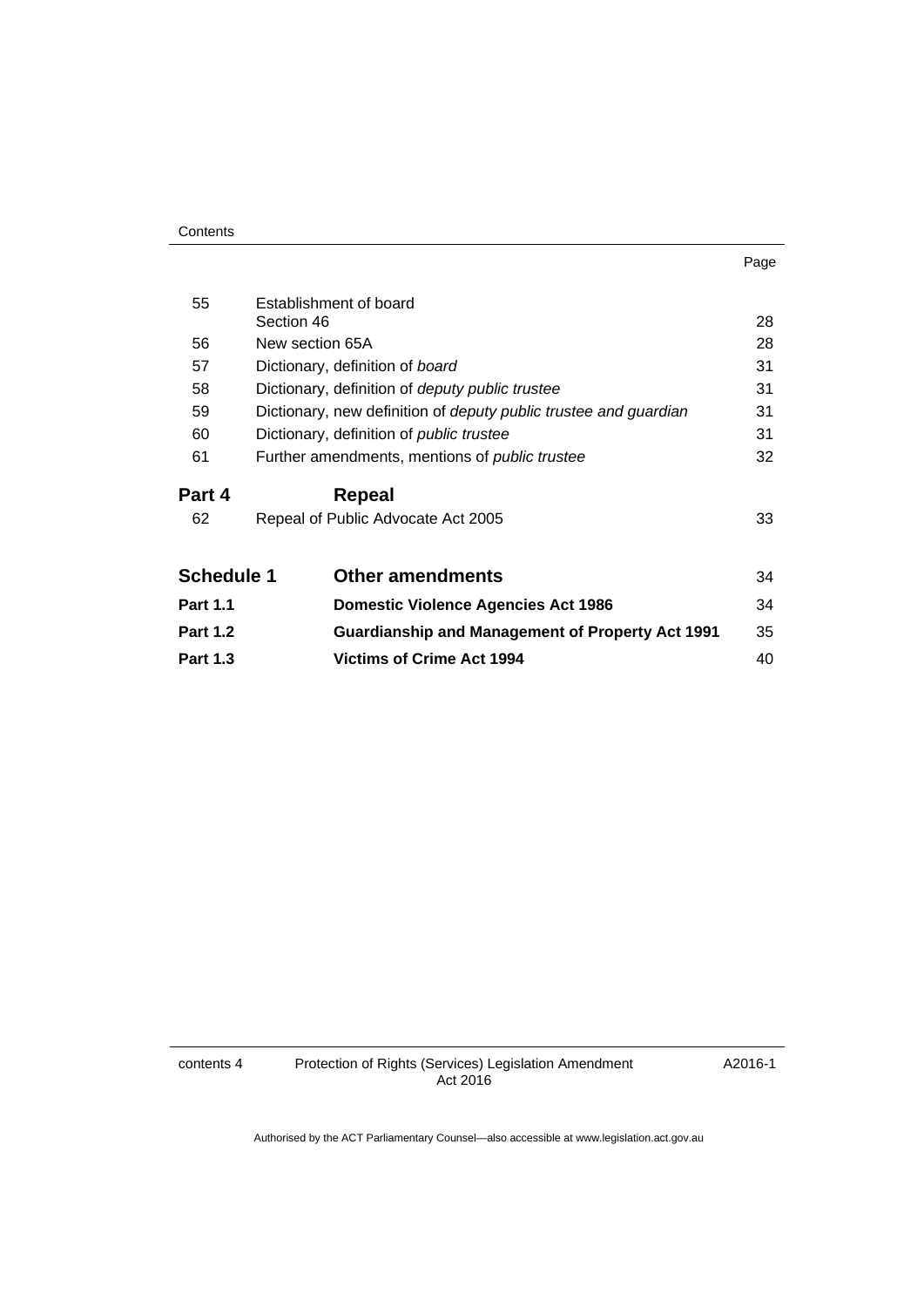| | | Page |
|---|---|---|
| 55 | Establishment of board<br>Section 46 | 28 |
| 56 | New section 65A | 28 |
| 57 | Dictionary, definition of *board* | 31 |
| 58 | Dictionary, definition of *deputy public trustee* | 31 |
| 59 | Dictionary, new definition of *deputy public trustee and guardian* | 31 |
| 60 | Dictionary, definition of *public trustee* | 31 |
| 61 | Further amendments, mentions of *public trustee* | 32 |
| **Part 4** | **Repeal** | |
| 62 | Repeal of Public Advocate Act 2005 | 33 |
| **Schedule 1** | **Other amendments** | 34 |
| **Part 1.1** | **Domestic Violence Agencies Act 1986** | 34 |
| **Part 1.2** | **Guardianship and Management of Property Act 1991** | 35 |
| **Part 1.3** | **Victims of Crime Act 1994** | 40 |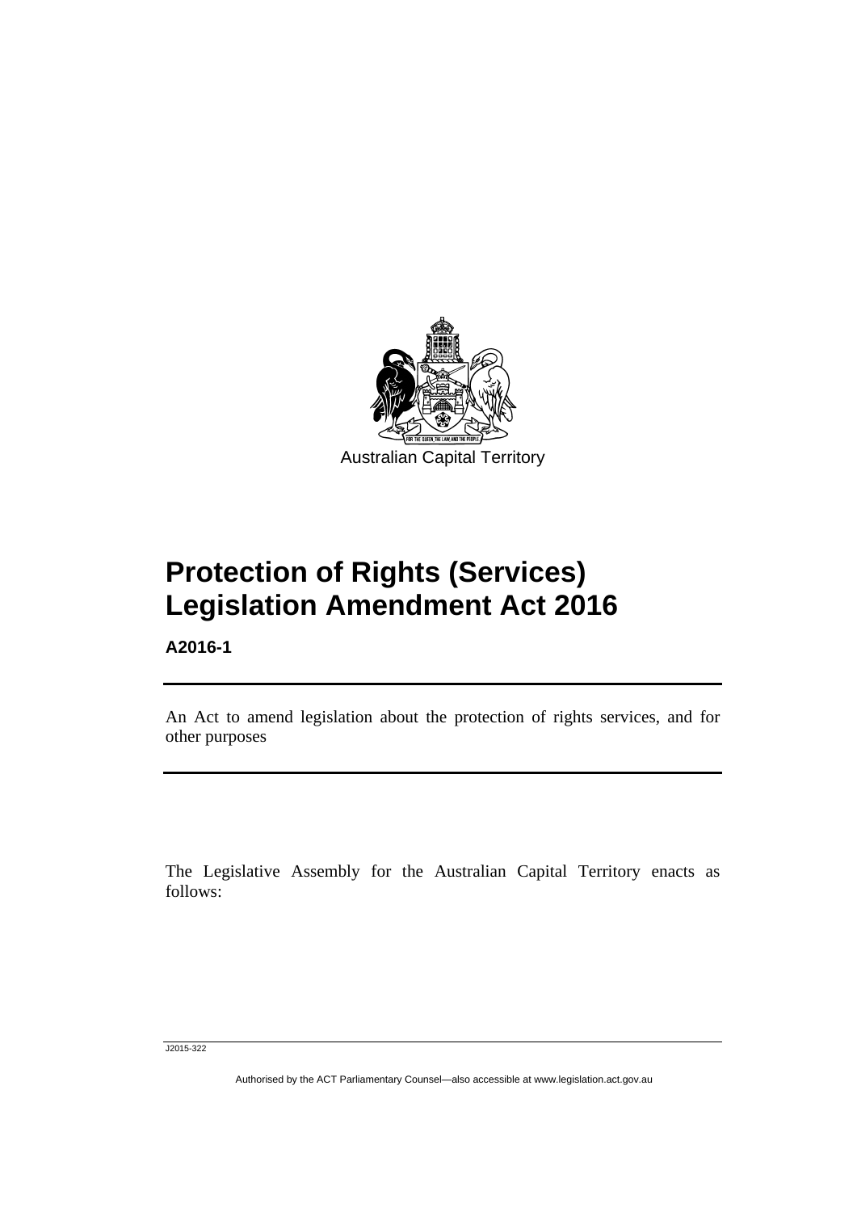Australian Capital Territory

# Protection of Rights (Services) Legislation Amendment Act 2016

**A2016-1**

An Act to amend legislation about the protection of rights services, and for other purposes

The Legislative Assembly for the Australian Capital Territory enacts as follows:

J2015-322

Authorised by the ACT Parliamentary Counsel—also accessible at www.legislation.act.gov.au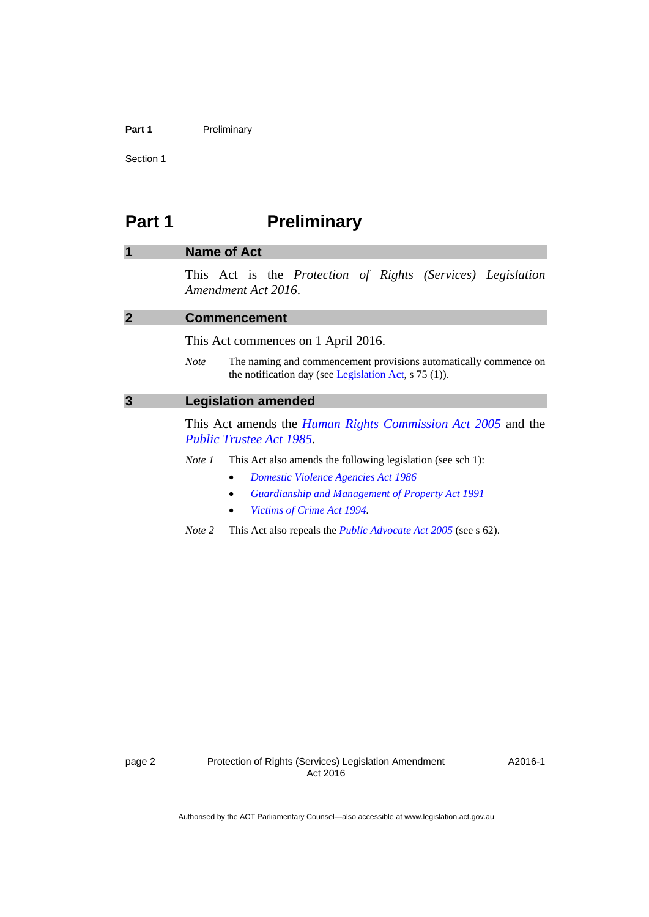# Part 1 Preliminary

## 1 Name of Act

This Act is the *Protection of Rights (Services) Legislation Amendment Act 2016*.

## 2 Commencement

This Act commences on 1 April 2016.

*Note* The naming and commencement provisions automatically commence on the notification day (see Legislation Act, s 75 (1)).

## 3 Legislation amended

This Act amends the *Human Rights Commission Act 2005* and the *Public Trustee Act 1985*.

*Note 1* This Act also amends the following legislation (see sch 1):

- *Domestic Violence Agencies Act 1986*
- *Guardianship and Management of Property Act 1991*
- *Victims of Crime Act 1994*.

*Note 2* This Act also repeals the *Public Advocate Act 2005* (see s 62).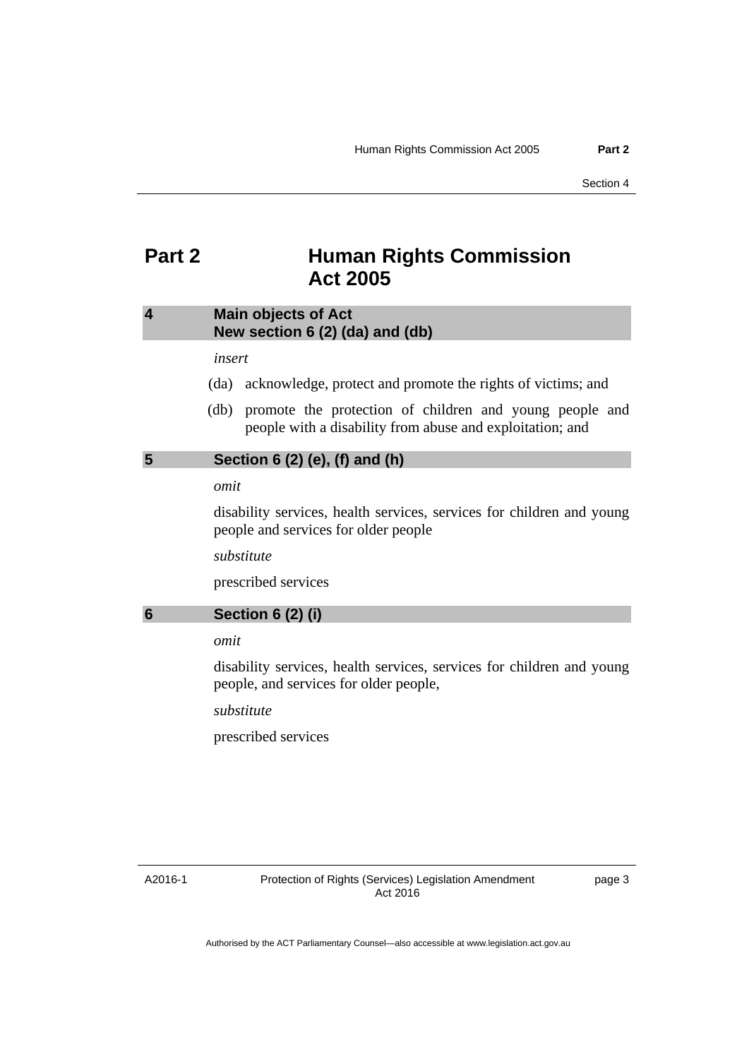# Part 2 Human Rights Commission Act 2005

## 4 Main objects of Act New section 6 (2) (da) and (db)

*insert*

(da) acknowledge, protect and promote the rights of victims; and

(db) promote the protection of children and young people and people with a disability from abuse and exploitation; and

## 5 Section 6 (2) (e), (f) and (h)

*omit*

disability services, health services, services for children and young people and services for older people

*substitute*

prescribed services

## 6 Section 6 (2) (i)

*omit*

disability services, health services, services for children and young people, and services for older people,

*substitute*

prescribed services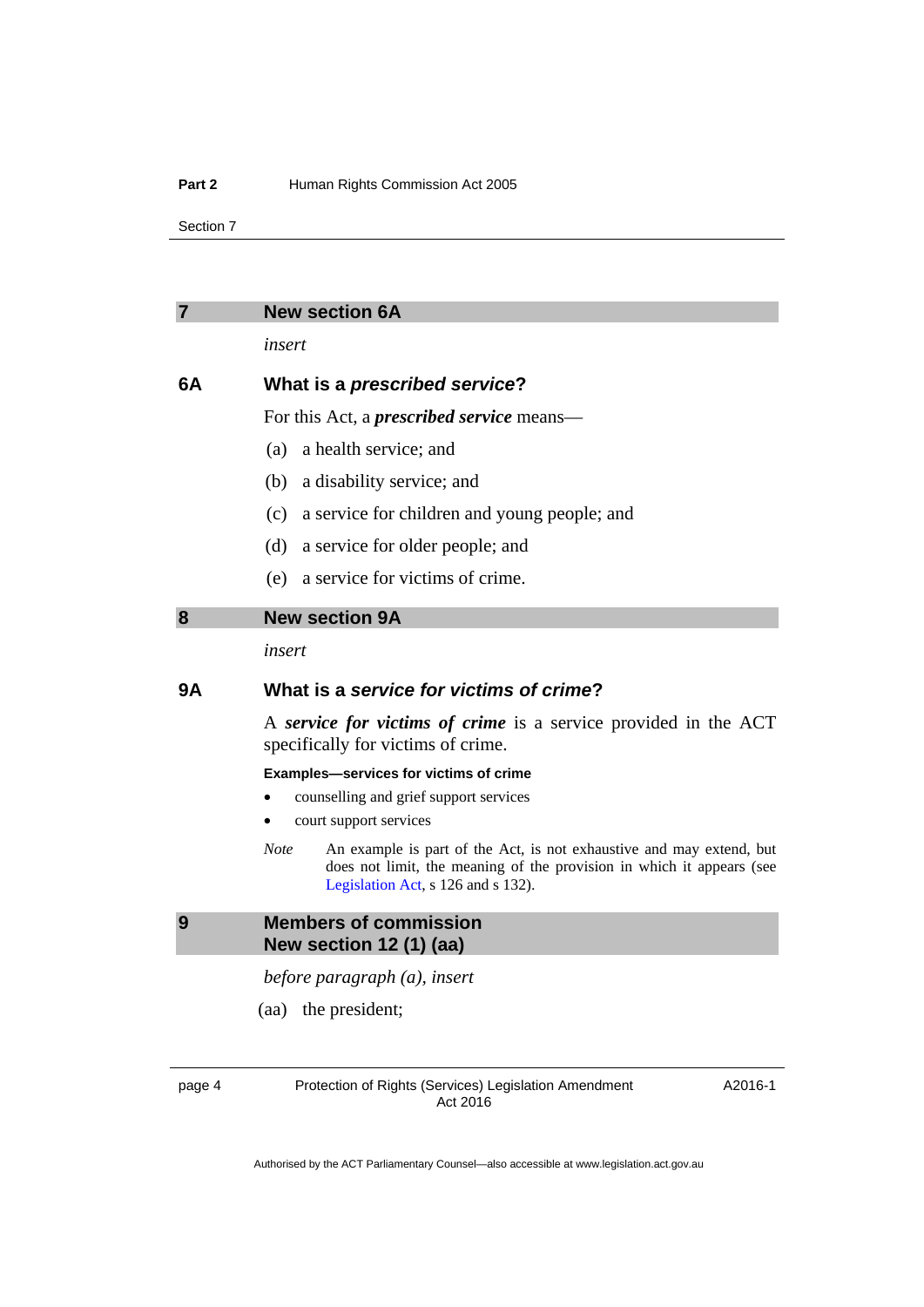## 7 New section 6A

*insert*

### 6A What is a ***prescribed service***?

For this Act, a ***prescribed service*** means—

(a) a health service; and

(b) a disability service; and

(c) a service for children and young people; and

(d) a service for older people; and

(e) a service for victims of crime.

## 8 New section 9A

*insert*

### 9A What is a ***service for victims of crime***?

A ***service for victims of crime*** is a service provided in the ACT specifically for victims of crime.

**Examples—services for victims of crime**

- counselling and grief support services
- court support services

*Note* An example is part of the Act, is not exhaustive and may extend, but does not limit, the meaning of the provision in which it appears (see Legislation Act, s 126 and s 132).

## 9 Members of commission New section 12 (1) (aa)

*before paragraph (a), insert*

(aa) the president;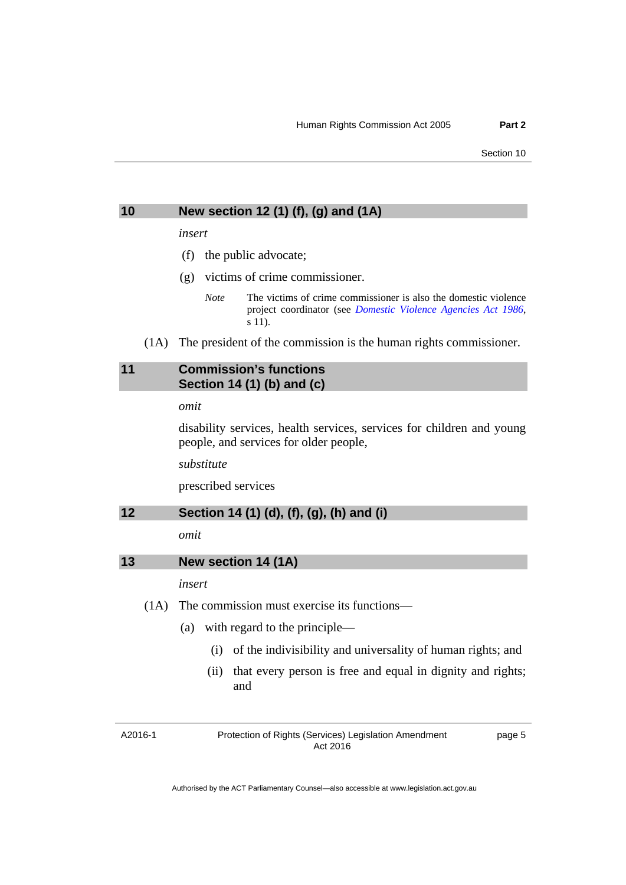## 10 New section 12 (1) (f), (g) and (1A)

*insert*

(f) the public advocate;

(g) victims of crime commissioner.

*Note* The victims of crime commissioner is also the domestic violence project coordinator (see *Domestic Violence Agencies Act 1986*, s 11).

(1A) The president of the commission is the human rights commissioner.

## 11 Commission's functions Section 14 (1) (b) and (c)

*omit*

disability services, health services, services for children and young people, and services for older people,

*substitute*

prescribed services

## 12 Section 14 (1) (d), (f), (g), (h) and (i)

*omit*

## 13 New section 14 (1A)

*insert*

(1A) The commission must exercise its functions—

(a) with regard to the principle—

(i) of the indivisibility and universality of human rights; and

(ii) that every person is free and equal in dignity and rights; and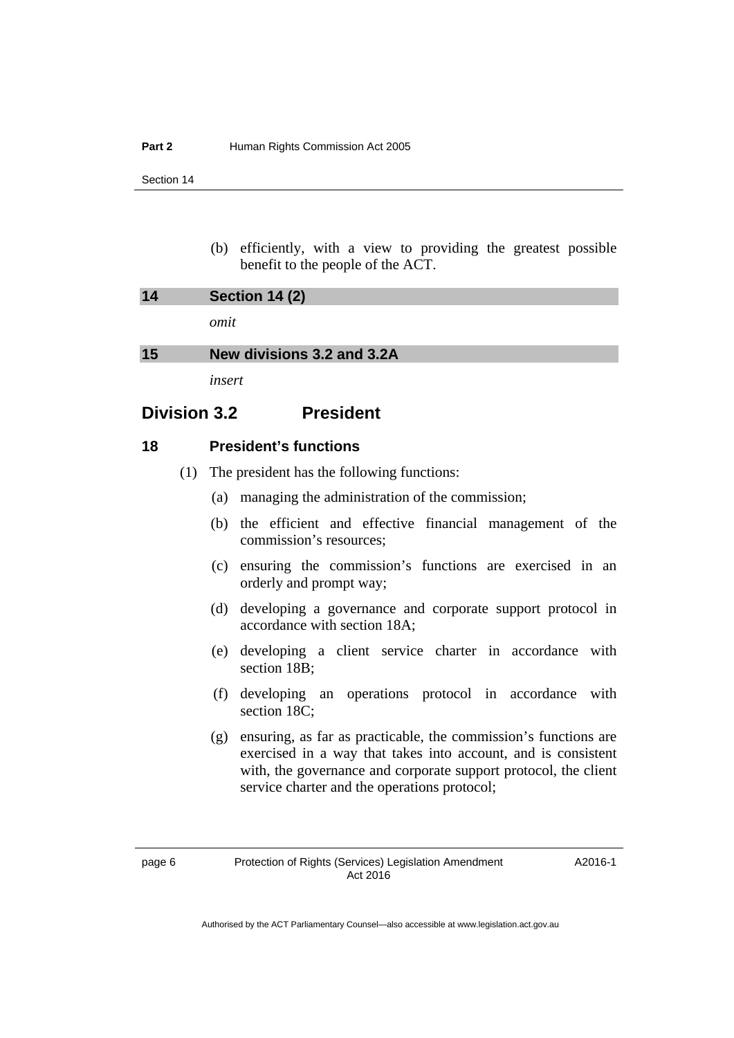(b) efficiently, with a view to providing the greatest possible benefit to the people of the ACT.

**14 Section 14 (2)**

*omit*

**15 New divisions 3.2 and 3.2A**

*insert*

## Division 3.2 President

### 18 President's functions

(1) The president has the following functions:

(a) managing the administration of the commission;

(b) the efficient and effective financial management of the commission's resources;

(c) ensuring the commission's functions are exercised in an orderly and prompt way;

(d) developing a governance and corporate support protocol in accordance with section 18A;

(e) developing a client service charter in accordance with section 18B;

(f) developing an operations protocol in accordance with section 18C;

(g) ensuring, as far as practicable, the commission's functions are exercised in a way that takes into account, and is consistent with, the governance and corporate support protocol, the client service charter and the operations protocol;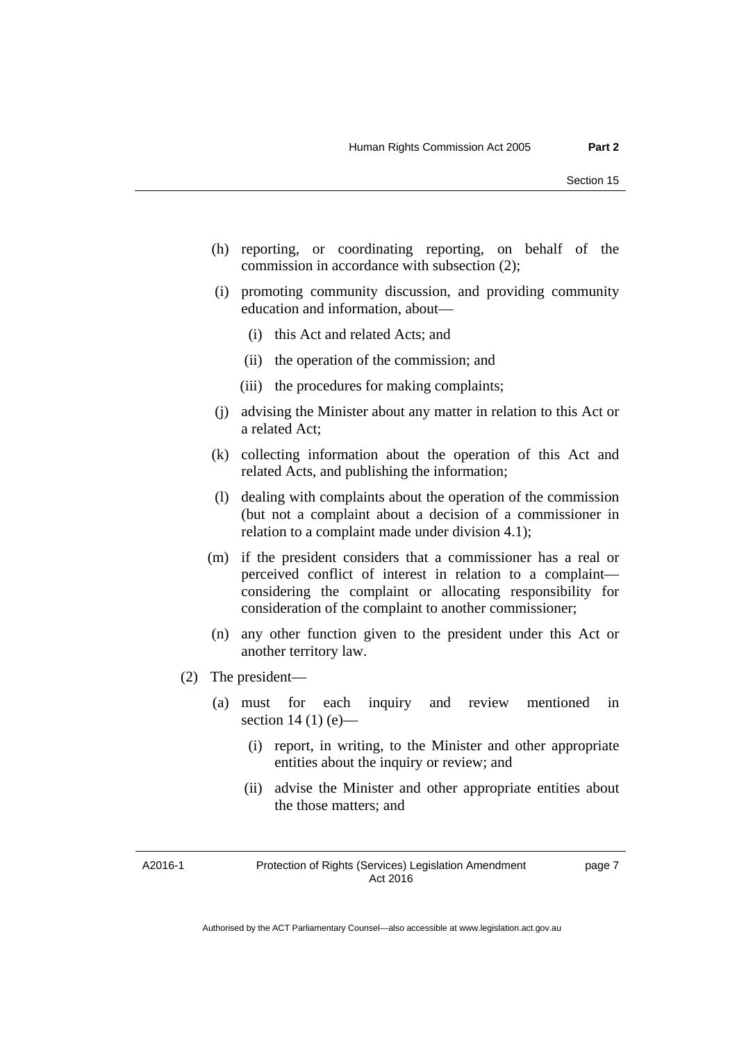(h) reporting, or coordinating reporting, on behalf of the commission in accordance with subsection (2);

(i) promoting community discussion, and providing community education and information, about—

   (i) this Act and related Acts; and

   (ii) the operation of the commission; and

   (iii) the procedures for making complaints;

(j) advising the Minister about any matter in relation to this Act or a related Act;

(k) collecting information about the operation of this Act and related Acts, and publishing the information;

(l) dealing with complaints about the operation of the commission (but not a complaint about a decision of a commissioner in relation to a complaint made under division 4.1);

(m) if the president considers that a commissioner has a real or perceived conflict of interest in relation to a complaint—considering the complaint or allocating responsibility for consideration of the complaint to another commissioner;

(n) any other function given to the president under this Act or another territory law.

(2) The president—

   (a) must for each inquiry and review mentioned in section 14 (1) (e)—

      (i) report, in writing, to the Minister and other appropriate entities about the inquiry or review; and

      (ii) advise the Minister and other appropriate entities about the those matters; and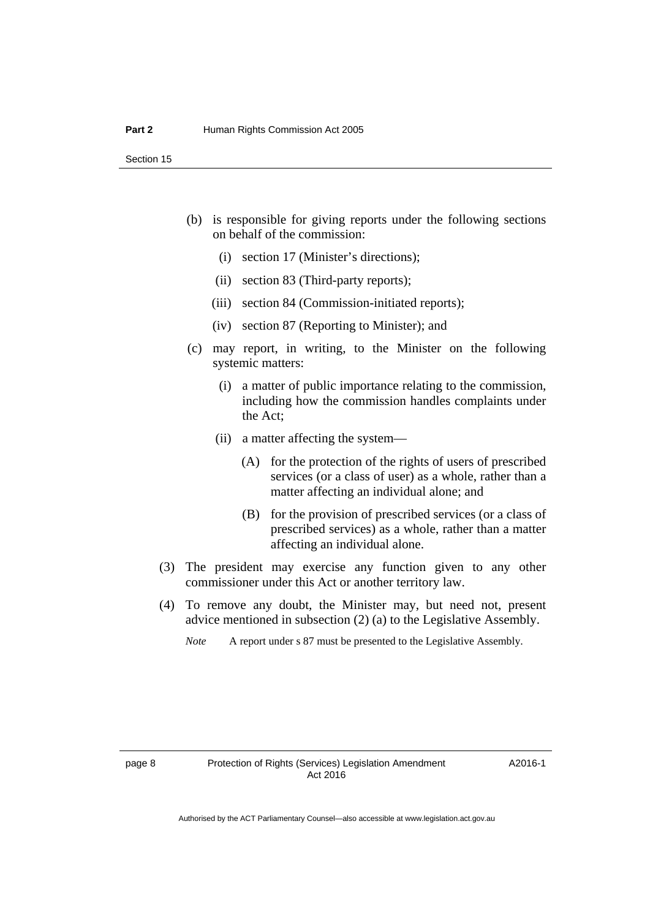(b) is responsible for giving reports under the following sections on behalf of the commission:

   (i) section 17 (Minister's directions);

   (ii) section 83 (Third-party reports);

   (iii) section 84 (Commission-initiated reports);

   (iv) section 87 (Reporting to Minister); and

(c) may report, in writing, to the Minister on the following systemic matters:

   (i) a matter of public importance relating to the commission, including how the commission handles complaints under the Act;

   (ii) a matter affecting the system—

      (A) for the protection of the rights of users of prescribed services (or a class of user) as a whole, rather than a matter affecting an individual alone; and

      (B) for the provision of prescribed services (or a class of prescribed services) as a whole, rather than a matter affecting an individual alone.

(3) The president may exercise any function given to any other commissioner under this Act or another territory law.

(4) To remove any doubt, the Minister may, but need not, present advice mentioned in subsection (2) (a) to the Legislative Assembly.

*Note* A report under s 87 must be presented to the Legislative Assembly.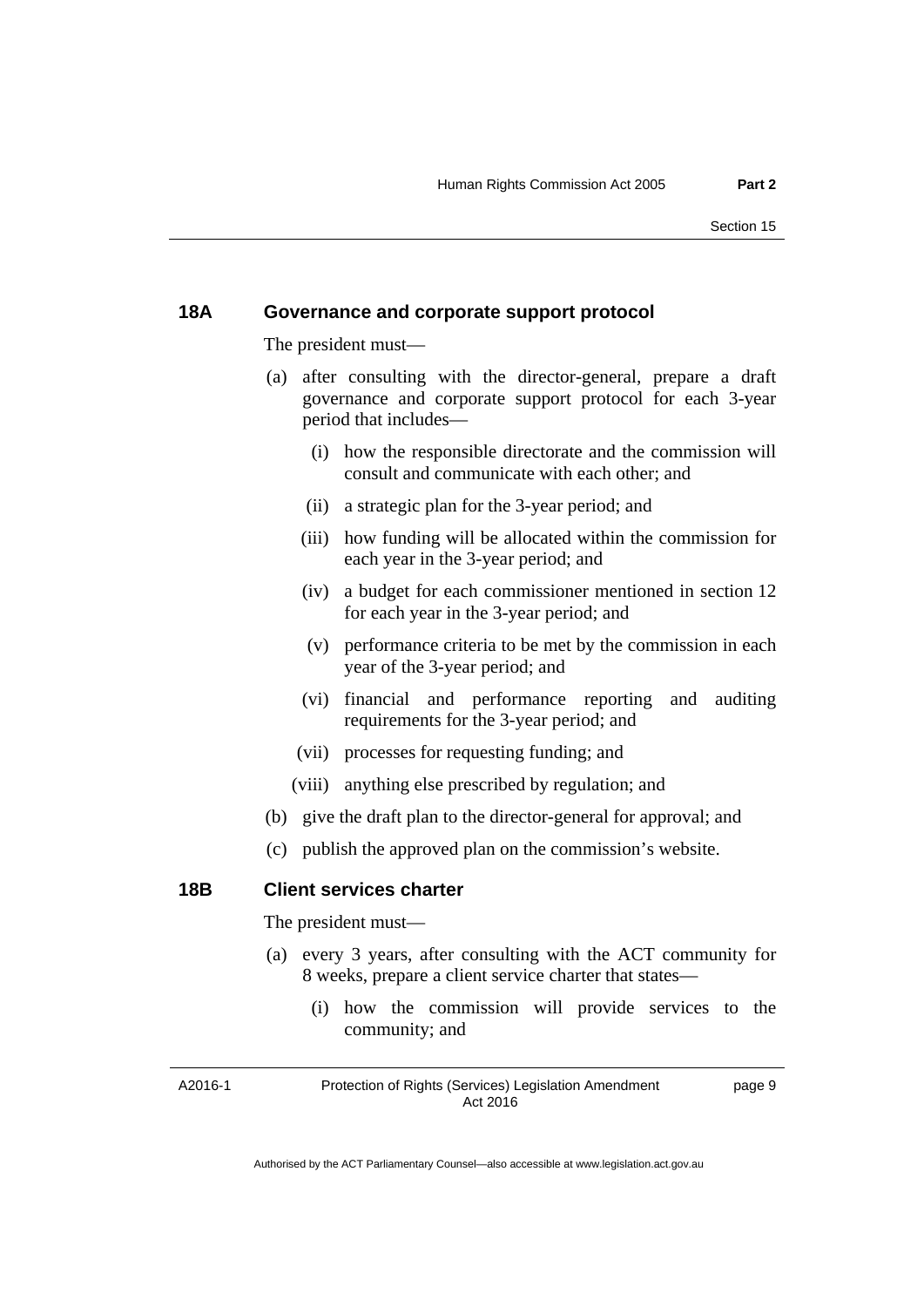### 18A Governance and corporate support protocol

The president must—

(a) after consulting with the director-general, prepare a draft governance and corporate support protocol for each 3-year period that includes—

  (i) how the responsible directorate and the commission will consult and communicate with each other; and

  (ii) a strategic plan for the 3-year period; and

  (iii) how funding will be allocated within the commission for each year in the 3-year period; and

  (iv) a budget for each commissioner mentioned in section 12 for each year in the 3-year period; and

  (v) performance criteria to be met by the commission in each year of the 3-year period; and

  (vi) financial and performance reporting and auditing requirements for the 3-year period; and

  (vii) processes for requesting funding; and

  (viii) anything else prescribed by regulation; and

(b) give the draft plan to the director-general for approval; and

(c) publish the approved plan on the commission's website.

### 18B Client services charter

The president must—

(a) every 3 years, after consulting with the ACT community for 8 weeks, prepare a client service charter that states—

  (i) how the commission will provide services to the community; and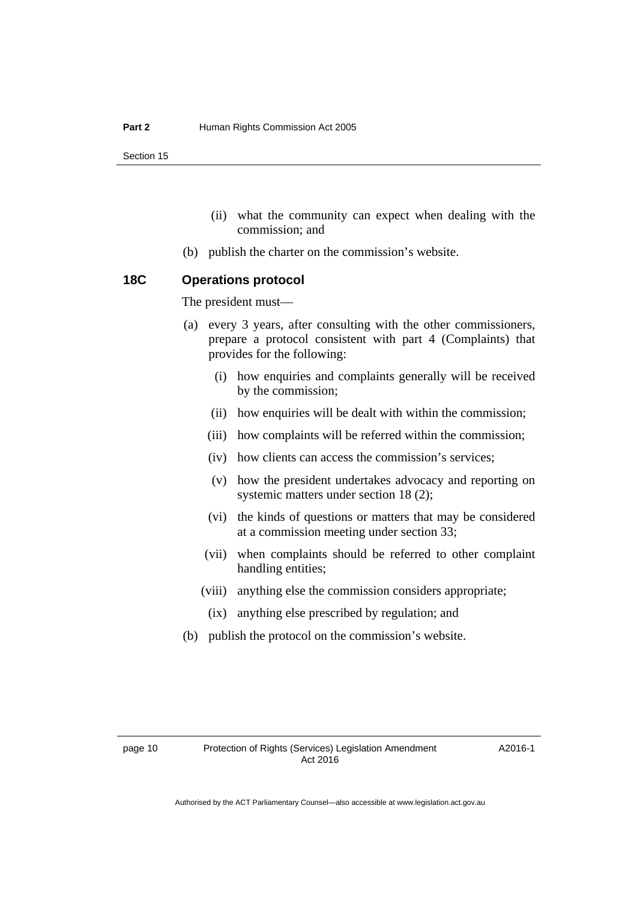(ii) what the community can expect when dealing with the commission; and

(b) publish the charter on the commission's website.

### 18C Operations protocol

The president must—

(a) every 3 years, after consulting with the other commissioners, prepare a protocol consistent with part 4 (Complaints) that provides for the following:

   (i) how enquiries and complaints generally will be received by the commission;

   (ii) how enquiries will be dealt with within the commission;

   (iii) how complaints will be referred within the commission;

   (iv) how clients can access the commission's services;

   (v) how the president undertakes advocacy and reporting on systemic matters under section 18 (2);

   (vi) the kinds of questions or matters that may be considered at a commission meeting under section 33;

   (vii) when complaints should be referred to other complaint handling entities;

   (viii) anything else the commission considers appropriate;

   (ix) anything else prescribed by regulation; and

(b) publish the protocol on the commission's website.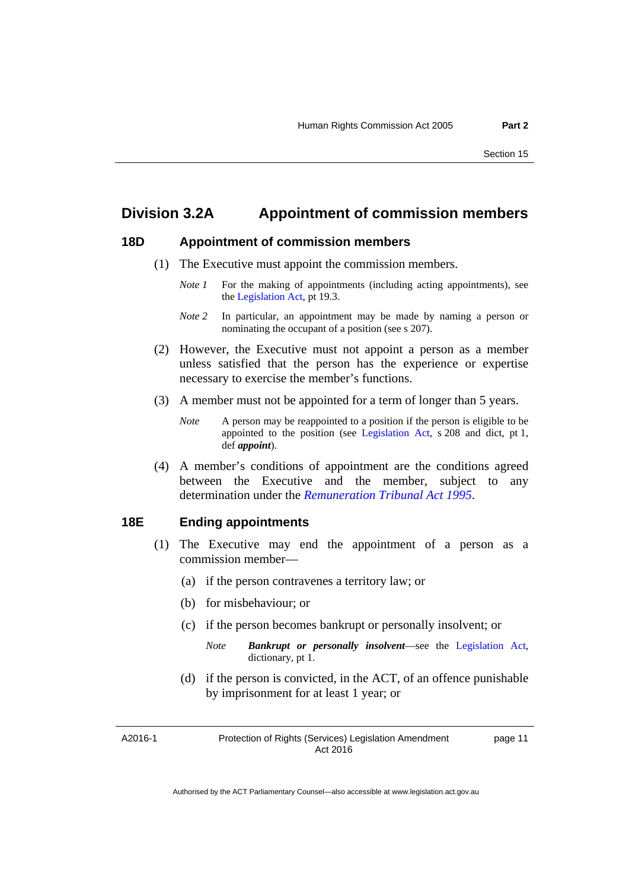## Division 3.2A Appointment of commission members

### 18D Appointment of commission members

(1) The Executive must appoint the commission members.

*Note 1* For the making of appointments (including acting appointments), see the Legislation Act, pt 19.3.

*Note 2* In particular, an appointment may be made by naming a person or nominating the occupant of a position (see s 207).

(2) However, the Executive must not appoint a person as a member unless satisfied that the person has the experience or expertise necessary to exercise the member's functions.

(3) A member must not be appointed for a term of longer than 5 years.

*Note* A person may be reappointed to a position if the person is eligible to be appointed to the position (see Legislation Act, s 208 and dict, pt 1, def ***appoint***).

(4) A member's conditions of appointment are the conditions agreed between the Executive and the member, subject to any determination under the *Remuneration Tribunal Act 1995*.

### 18E Ending appointments

(1) The Executive may end the appointment of a person as a commission member—

(a) if the person contravenes a territory law; or

(b) for misbehaviour; or

(c) if the person becomes bankrupt or personally insolvent; or

*Note* ***Bankrupt or personally insolvent***—see the Legislation Act, dictionary, pt 1.

(d) if the person is convicted, in the ACT, of an offence punishable by imprisonment for at least 1 year; or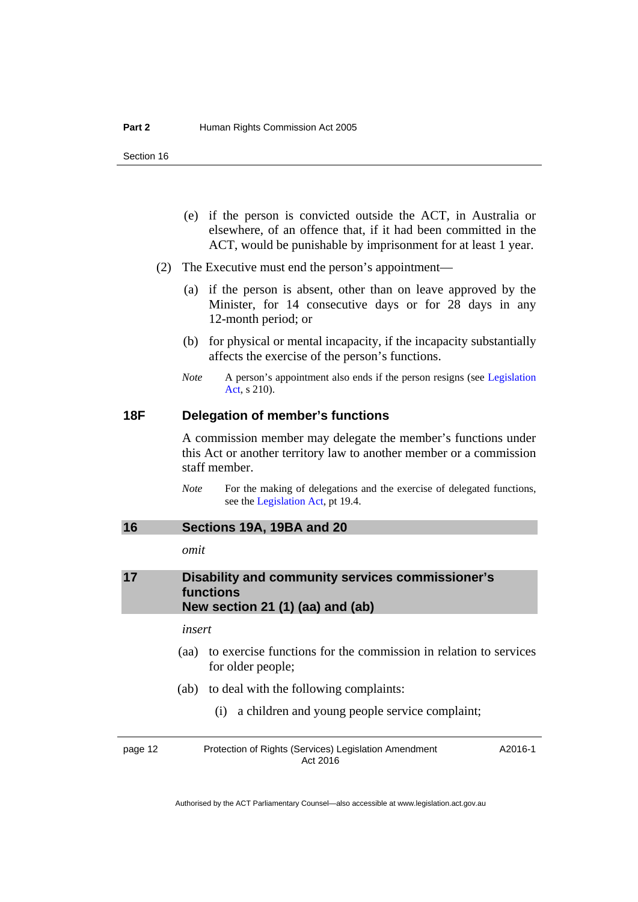(e) if the person is convicted outside the ACT, in Australia or elsewhere, of an offence that, if it had been committed in the ACT, would be punishable by imprisonment for at least 1 year.

(2) The Executive must end the person's appointment—

(a) if the person is absent, other than on leave approved by the Minister, for 14 consecutive days or for 28 days in any 12-month period; or

(b) for physical or mental incapacity, if the incapacity substantially affects the exercise of the person's functions.

*Note* A person's appointment also ends if the person resigns (see Legislation Act, s 210).

### 18F Delegation of member's functions

A commission member may delegate the member's functions under this Act or another territory law to another member or a commission staff member.

*Note* For the making of delegations and the exercise of delegated functions, see the Legislation Act, pt 19.4.

## 16 Sections 19A, 19BA and 20

*omit*

## 17 Disability and community services commissioner's functions New section 21 (1) (aa) and (ab)

*insert*

(aa) to exercise functions for the commission in relation to services for older people;

(ab) to deal with the following complaints:

(i) a children and young people service complaint;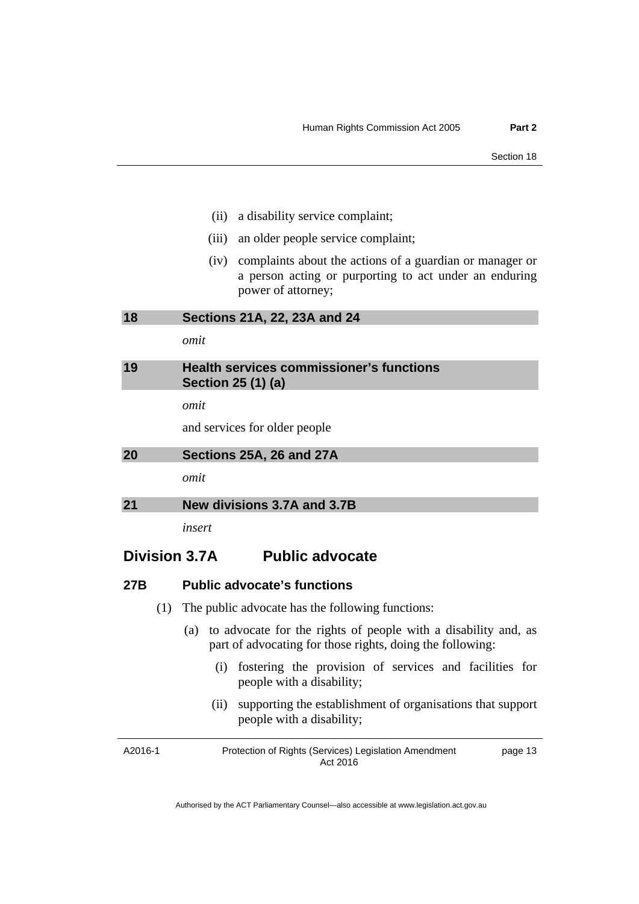(ii) a disability service complaint;

(iii) an older people service complaint;

(iv) complaints about the actions of a guardian or manager or a person acting or purporting to act under an enduring power of attorney;

**18 Sections 21A, 22, 23A and 24**

*omit*

**19 Health services commissioner's functions Section 25 (1) (a)**

*omit*

and services for older people

**20 Sections 25A, 26 and 27A**

*omit*

**21 New divisions 3.7A and 3.7B**

*insert*

## Division 3.7A Public advocate

### 27B Public advocate's functions

(1) The public advocate has the following functions:

(a) to advocate for the rights of people with a disability and, as part of advocating for those rights, doing the following:

(i) fostering the provision of services and facilities for people with a disability;

(ii) supporting the establishment of organisations that support people with a disability;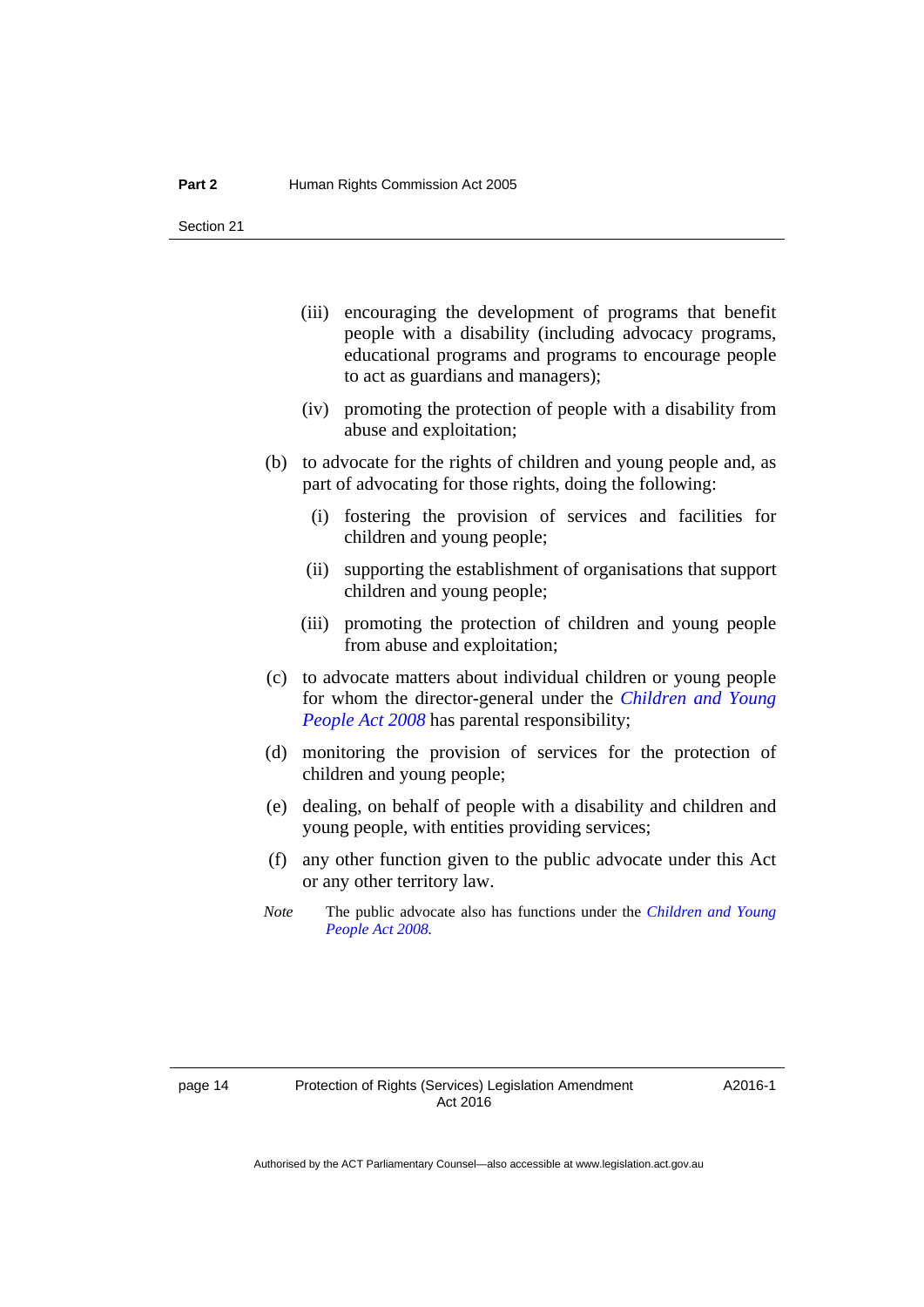(iii) encouraging the development of programs that benefit people with a disability (including advocacy programs, educational programs and programs to encourage people to act as guardians and managers);

(iv) promoting the protection of people with a disability from abuse and exploitation;

(b) to advocate for the rights of children and young people and, as part of advocating for those rights, doing the following:

(i) fostering the provision of services and facilities for children and young people;

(ii) supporting the establishment of organisations that support children and young people;

(iii) promoting the protection of children and young people from abuse and exploitation;

(c) to advocate matters about individual children or young people for whom the director-general under the *Children and Young People Act 2008* has parental responsibility;

(d) monitoring the provision of services for the protection of children and young people;

(e) dealing, on behalf of people with a disability and children and young people, with entities providing services;

(f) any other function given to the public advocate under this Act or any other territory law.

*Note* The public advocate also has functions under the *Children and Young People Act 2008*.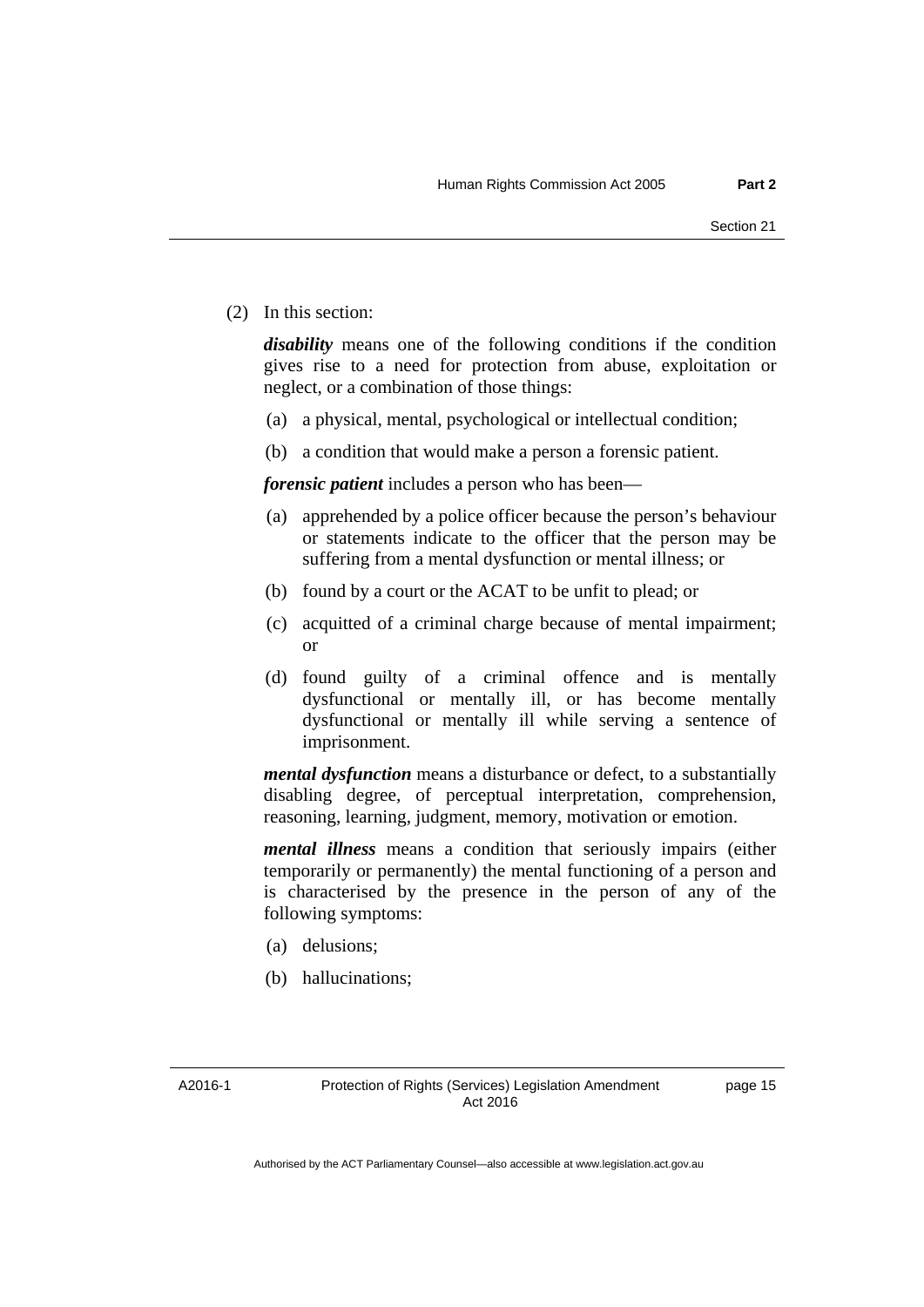(2) In this section:

***disability*** means one of the following conditions if the condition gives rise to a need for protection from abuse, exploitation or neglect, or a combination of those things:

(a) a physical, mental, psychological or intellectual condition;

(b) a condition that would make a person a forensic patient.

***forensic patient*** includes a person who has been—

(a) apprehended by a police officer because the person's behaviour or statements indicate to the officer that the person may be suffering from a mental dysfunction or mental illness; or

(b) found by a court or the ACAT to be unfit to plead; or

(c) acquitted of a criminal charge because of mental impairment; or

(d) found guilty of a criminal offence and is mentally dysfunctional or mentally ill, or has become mentally dysfunctional or mentally ill while serving a sentence of imprisonment.

***mental dysfunction*** means a disturbance or defect, to a substantially disabling degree, of perceptual interpretation, comprehension, reasoning, learning, judgment, memory, motivation or emotion.

***mental illness*** means a condition that seriously impairs (either temporarily or permanently) the mental functioning of a person and is characterised by the presence in the person of any of the following symptoms:

(a) delusions;

(b) hallucinations;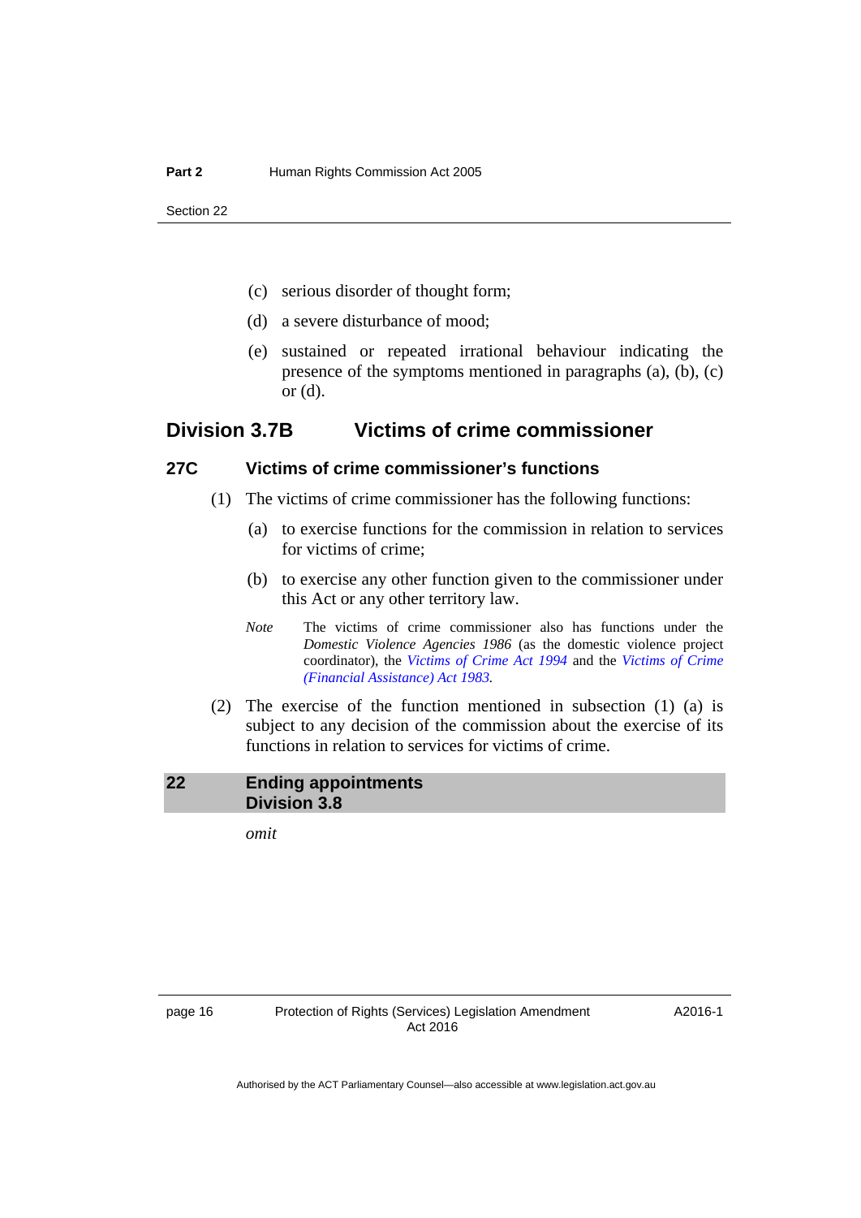(c) serious disorder of thought form;

(d) a severe disturbance of mood;

(e) sustained or repeated irrational behaviour indicating the presence of the symptoms mentioned in paragraphs (a), (b), (c) or (d).

## Division 3.7B Victims of crime commissioner

### 27C Victims of crime commissioner's functions

(1) The victims of crime commissioner has the following functions:

(a) to exercise functions for the commission in relation to services for victims of crime;

(b) to exercise any other function given to the commissioner under this Act or any other territory law.

*Note* The victims of crime commissioner also has functions under the *Domestic Violence Agencies 1986* (as the domestic violence project coordinator), the *Victims of Crime Act 1994* and the *Victims of Crime (Financial Assistance) Act 1983*.

(2) The exercise of the function mentioned in subsection (1) (a) is subject to any decision of the commission about the exercise of its functions in relation to services for victims of crime.

### 22 Ending appointments Division 3.8

*omit*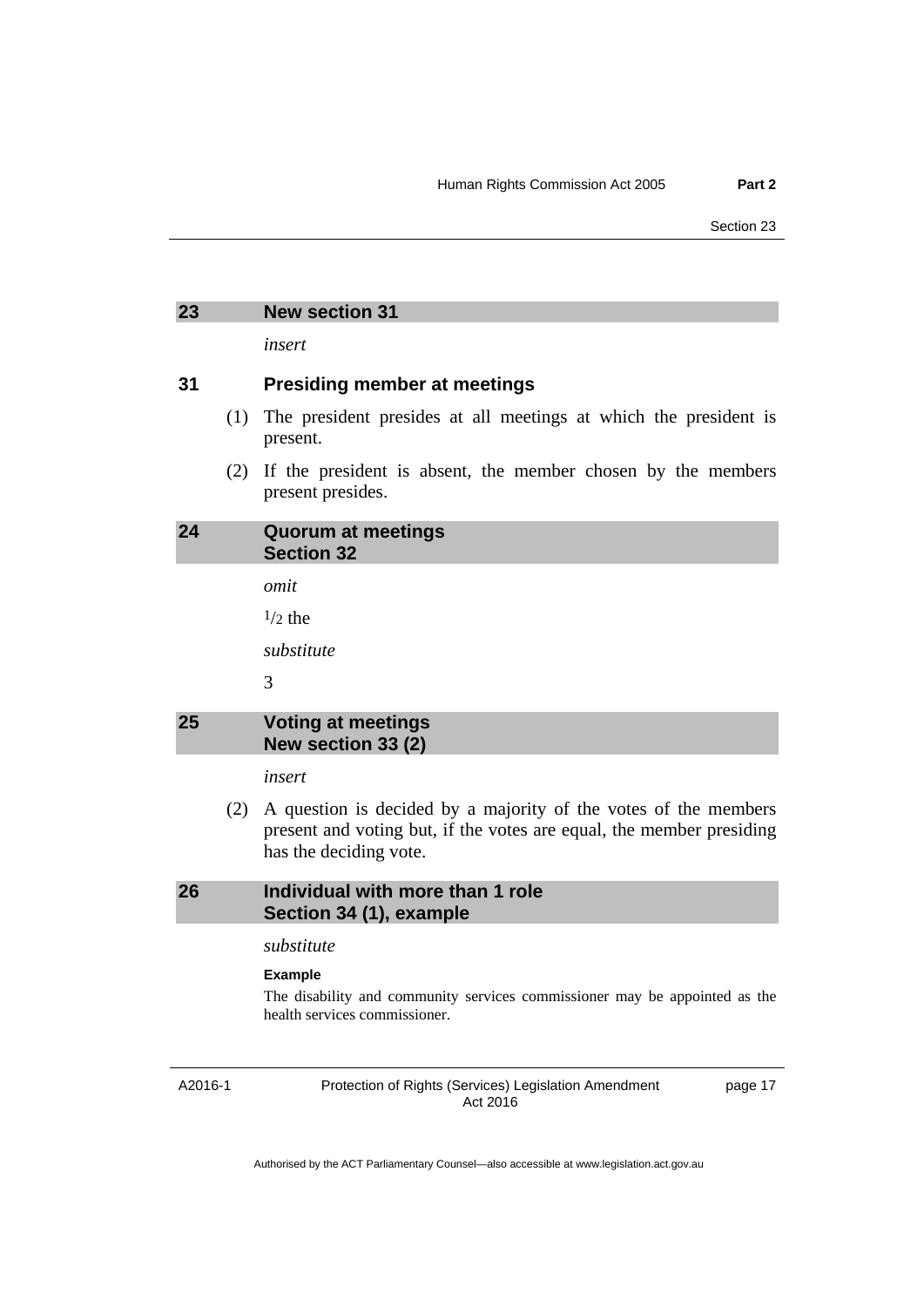## 23 New section 31

*insert*

### 31 Presiding member at meetings

(1) The president presides at all meetings at which the president is present.

(2) If the president is absent, the member chosen by the members present presides.

## 24 Quorum at meetings Section 32

*omit*

$^{1}/_{2}$ the

*substitute*

3

## 25 Voting at meetings New section 33 (2)

*insert*

(2) A question is decided by a majority of the votes of the members present and voting but, if the votes are equal, the member presiding has the deciding vote.

## 26 Individual with more than 1 role Section 34 (1), example

*substitute*

**Example**

The disability and community services commissioner may be appointed as the health services commissioner.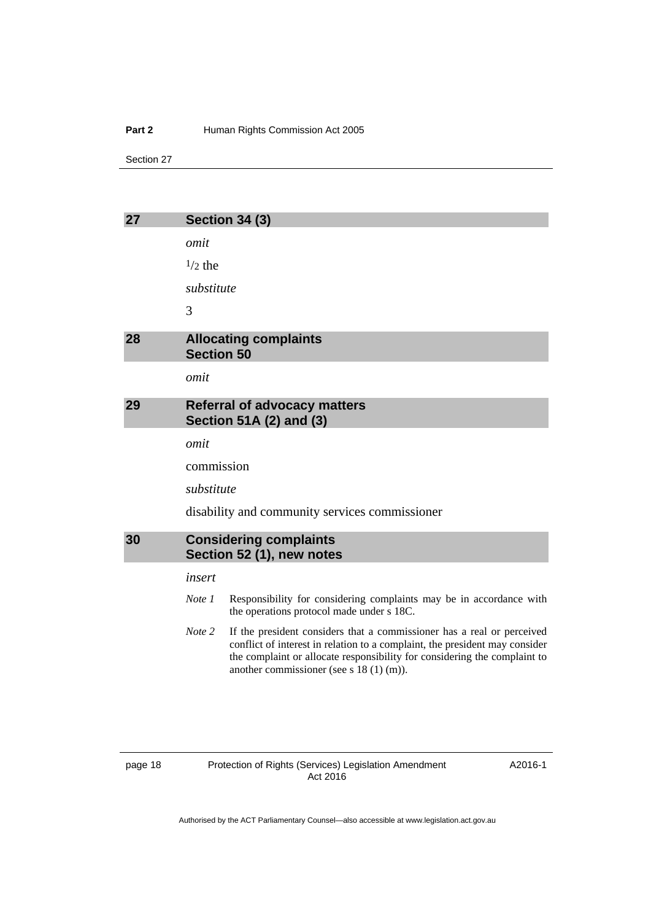## 27 Section 34 (3)

*omit*

$^{1}/_{2}$ the

*substitute*

3

## 28 Allocating complaints
## Section 50

*omit*

## 29 Referral of advocacy matters
## Section 51A (2) and (3)

*omit*

commission

*substitute*

disability and community services commissioner

## 30 Considering complaints
## Section 52 (1), new notes

*insert*

*Note 1* Responsibility for considering complaints may be in accordance with the operations protocol made under s 18C.

*Note 2* If the president considers that a commissioner has a real or perceived conflict of interest in relation to a complaint, the president may consider the complaint or allocate responsibility for considering the complaint to another commissioner (see s 18 (1) (m)).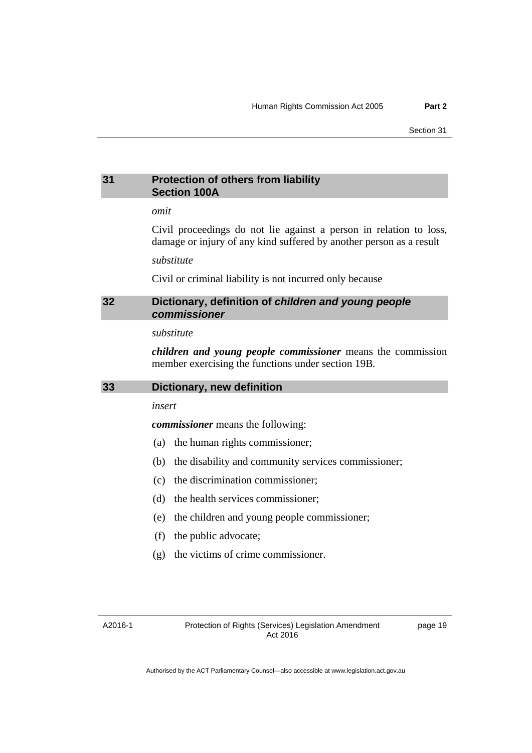## 31 Protection of others from liability Section 100A

*omit*

Civil proceedings do not lie against a person in relation to loss, damage or injury of any kind suffered by another person as a result

*substitute*

Civil or criminal liability is not incurred only because

## 32 Dictionary, definition of *children and young people commissioner*

*substitute*

***children and young people commissioner*** means the commission member exercising the functions under section 19B.

## 33 Dictionary, new definition

*insert*

***commissioner*** means the following:

(a) the human rights commissioner;

(b) the disability and community services commissioner;

(c) the discrimination commissioner;

(d) the health services commissioner;

(e) the children and young people commissioner;

(f) the public advocate;

(g) the victims of crime commissioner.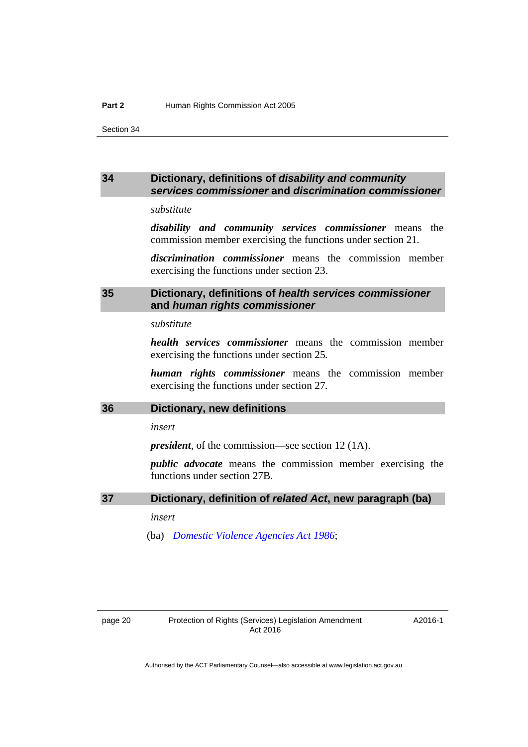## 34 Dictionary, definitions of *disability and community services commissioner* and *discrimination commissioner*

*substitute*

***disability and community services commissioner*** means the commission member exercising the functions under section 21.

***discrimination commissioner*** means the commission member exercising the functions under section 23.

## 35 Dictionary, definitions of *health services commissioner* and *human rights commissioner*

*substitute*

***health services commissioner*** means the commission member exercising the functions under section 25.

***human rights commissioner*** means the commission member exercising the functions under section 27.

## 36 Dictionary, new definitions

*insert*

***president***, of the commission—see section 12 (1A).

***public advocate*** means the commission member exercising the functions under section 27B.

## 37 Dictionary, definition of *related Act*, new paragraph (ba)

*insert*

(ba) *Domestic Violence Agencies Act 1986*;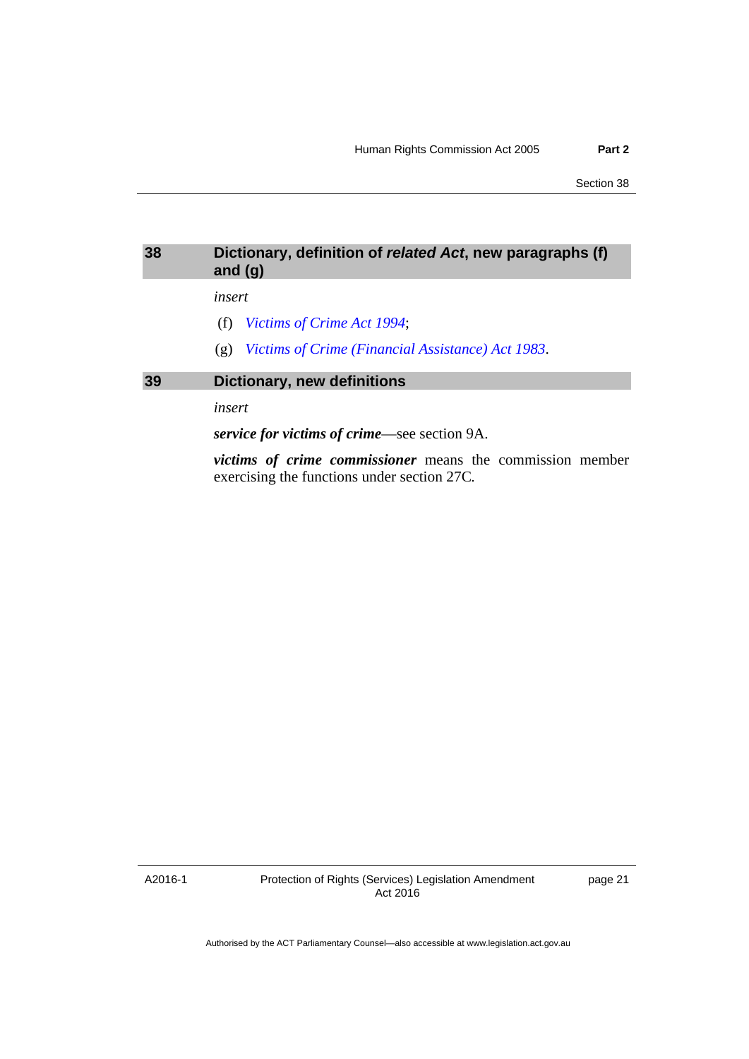### 38 Dictionary, definition of *related Act*, new paragraphs (f) and (g)

*insert*

(f) *Victims of Crime Act 1994*;

(g) *Victims of Crime (Financial Assistance) Act 1983*.

### 39 Dictionary, new definitions

*insert*

***service for victims of crime***—see section 9A.

***victims of crime commissioner*** means the commission member exercising the functions under section 27C.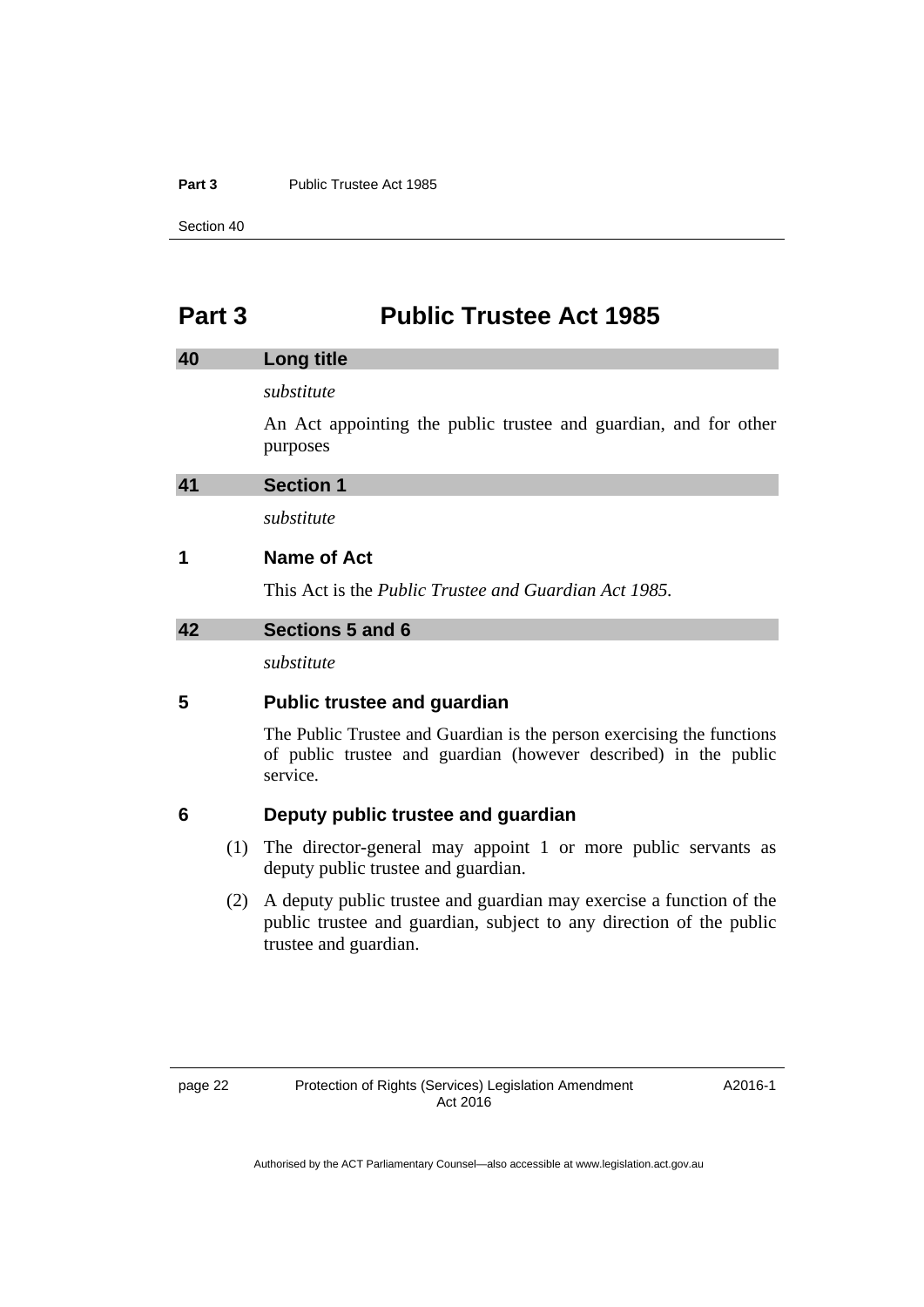# Part 3 Public Trustee Act 1985

## 40 Long title

*substitute*

An Act appointing the public trustee and guardian, and for other purposes

## 41 Section 1

*substitute*

### 1 Name of Act

This Act is the *Public Trustee and Guardian Act 1985.*

## 42 Sections 5 and 6

*substitute*

### 5 Public trustee and guardian

The Public Trustee and Guardian is the person exercising the functions of public trustee and guardian (however described) in the public service.

### 6 Deputy public trustee and guardian

(1) The director-general may appoint 1 or more public servants as deputy public trustee and guardian.

(2) A deputy public trustee and guardian may exercise a function of the public trustee and guardian, subject to any direction of the public trustee and guardian.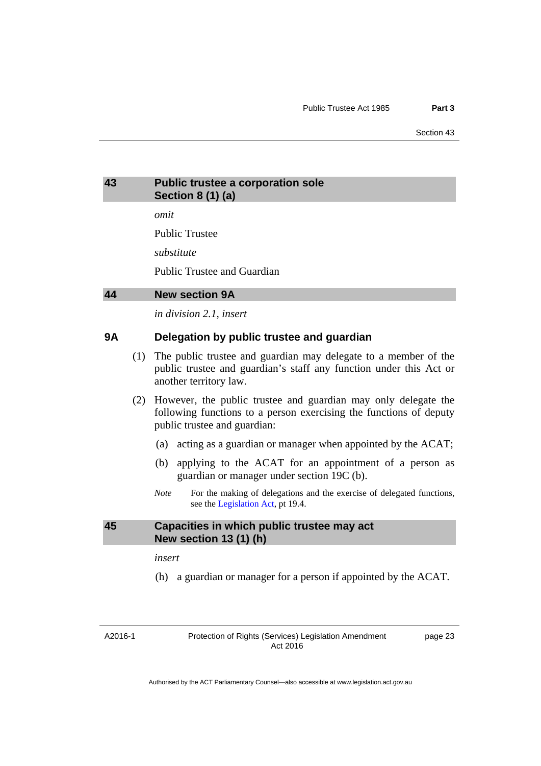## 43 Public trustee a corporation sole
## Section 8 (1) (a)

*omit*

Public Trustee

*substitute*

Public Trustee and Guardian

## 44 New section 9A

*in division 2.1, insert*

### 9A Delegation by public trustee and guardian

(1) The public trustee and guardian may delegate to a member of the public trustee and guardian's staff any function under this Act or another territory law.

(2) However, the public trustee and guardian may only delegate the following functions to a person exercising the functions of deputy public trustee and guardian:

(a) acting as a guardian or manager when appointed by the ACAT;

(b) applying to the ACAT for an appointment of a person as guardian or manager under section 19C (b).

*Note* For the making of delegations and the exercise of delegated functions, see the Legislation Act, pt 19.4.

## 45 Capacities in which public trustee may act
## New section 13 (1) (h)

*insert*

(h) a guardian or manager for a person if appointed by the ACAT.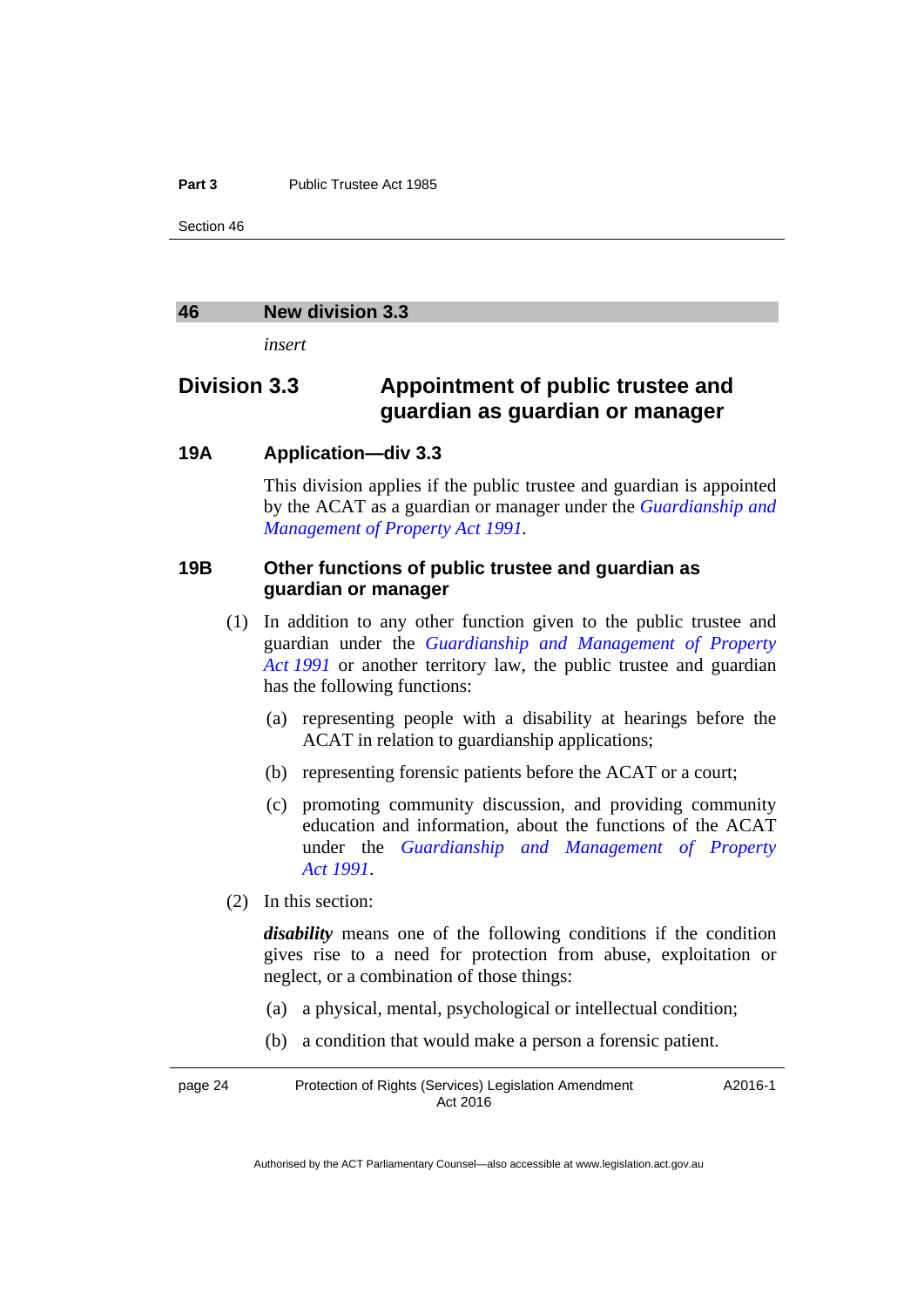## 46 New division 3.3

*insert*

## Division 3.3 Appointment of public trustee and guardian as guardian or manager

### 19A Application—div 3.3

This division applies if the public trustee and guardian is appointed by the ACAT as a guardian or manager under the *Guardianship and Management of Property Act 1991*.

### 19B Other functions of public trustee and guardian as guardian or manager

(1) In addition to any other function given to the public trustee and guardian under the *Guardianship and Management of Property Act 1991* or another territory law, the public trustee and guardian has the following functions:

(a) representing people with a disability at hearings before the ACAT in relation to guardianship applications;

(b) representing forensic patients before the ACAT or a court;

(c) promoting community discussion, and providing community education and information, about the functions of the ACAT under the *Guardianship and Management of Property Act 1991*.

(2) In this section:

***disability*** means one of the following conditions if the condition gives rise to a need for protection from abuse, exploitation or neglect, or a combination of those things:

(a) a physical, mental, psychological or intellectual condition;

(b) a condition that would make a person a forensic patient.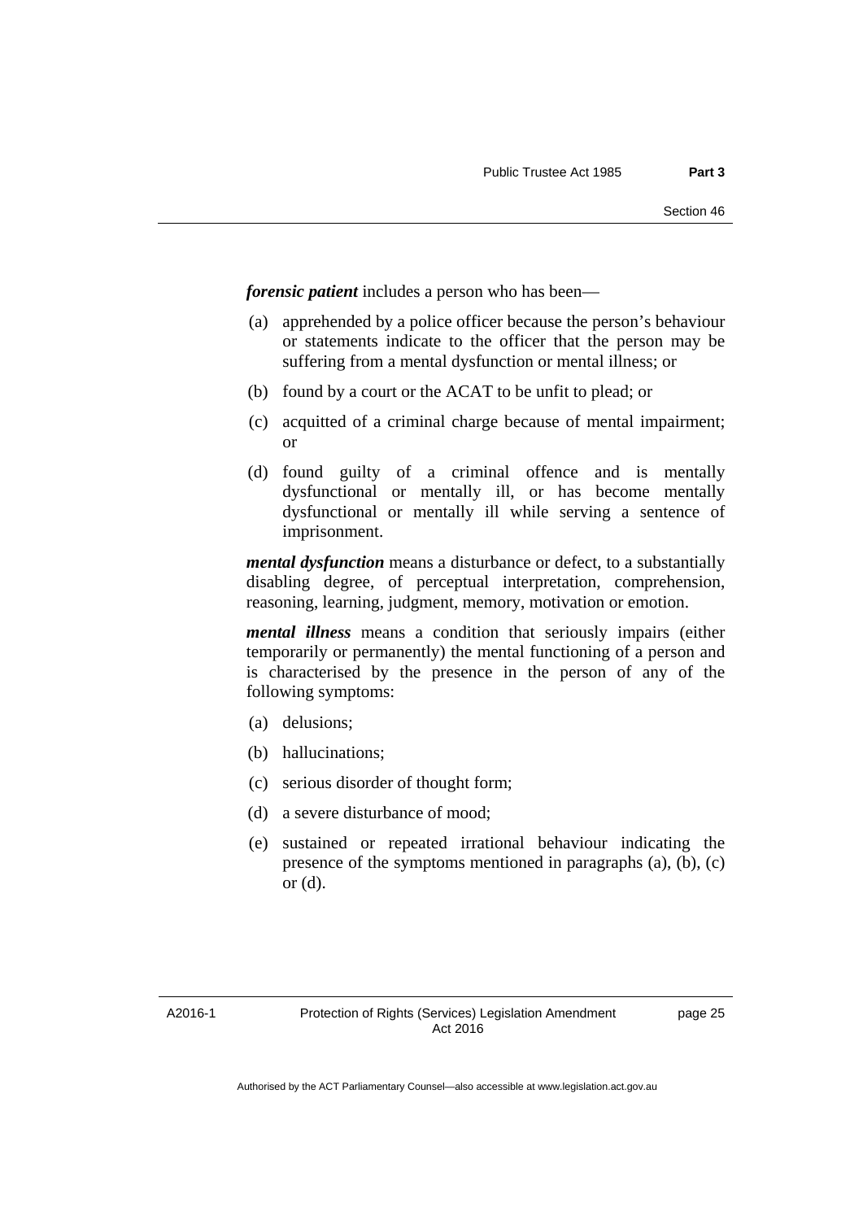***forensic patient*** includes a person who has been—

(a) apprehended by a police officer because the person's behaviour or statements indicate to the officer that the person may be suffering from a mental dysfunction or mental illness; or

(b) found by a court or the ACAT to be unfit to plead; or

(c) acquitted of a criminal charge because of mental impairment; or

(d) found guilty of a criminal offence and is mentally dysfunctional or mentally ill, or has become mentally dysfunctional or mentally ill while serving a sentence of imprisonment.

***mental dysfunction*** means a disturbance or defect, to a substantially disabling degree, of perceptual interpretation, comprehension, reasoning, learning, judgment, memory, motivation or emotion.

***mental illness*** means a condition that seriously impairs (either temporarily or permanently) the mental functioning of a person and is characterised by the presence in the person of any of the following symptoms:

(a) delusions;

(b) hallucinations;

(c) serious disorder of thought form;

(d) a severe disturbance of mood;

(e) sustained or repeated irrational behaviour indicating the presence of the symptoms mentioned in paragraphs (a), (b), (c) or (d).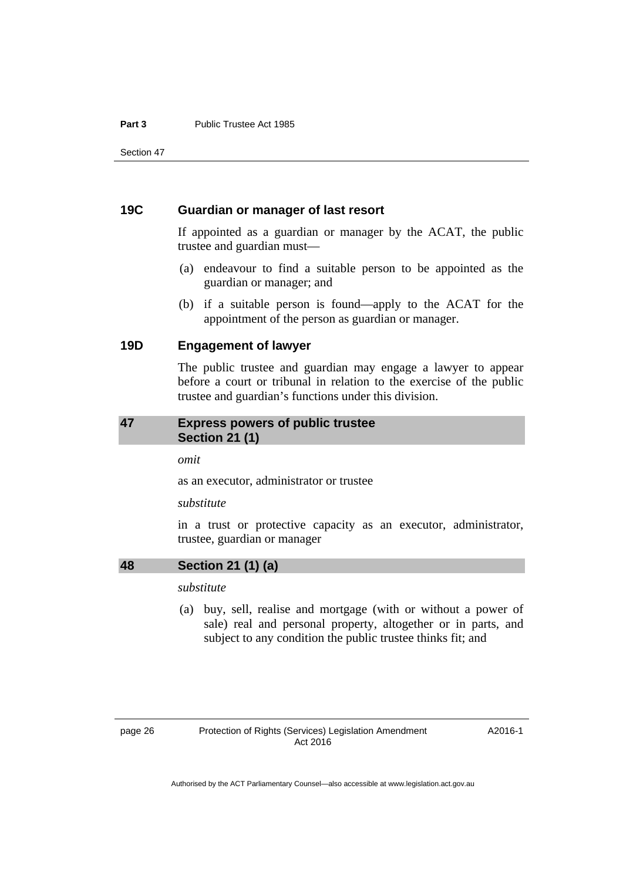### 19C Guardian or manager of last resort

If appointed as a guardian or manager by the ACAT, the public trustee and guardian must—

(a) endeavour to find a suitable person to be appointed as the guardian or manager; and

(b) if a suitable person is found—apply to the ACAT for the appointment of the person as guardian or manager.

### 19D Engagement of lawyer

The public trustee and guardian may engage a lawyer to appear before a court or tribunal in relation to the exercise of the public trustee and guardian's functions under this division.

## 47 Express powers of public trustee Section 21 (1)

*omit*

as an executor, administrator or trustee

*substitute*

in a trust or protective capacity as an executor, administrator, trustee, guardian or manager

## 48 Section 21 (1) (a)

*substitute*

(a) buy, sell, realise and mortgage (with or without a power of sale) real and personal property, altogether or in parts, and subject to any condition the public trustee thinks fit; and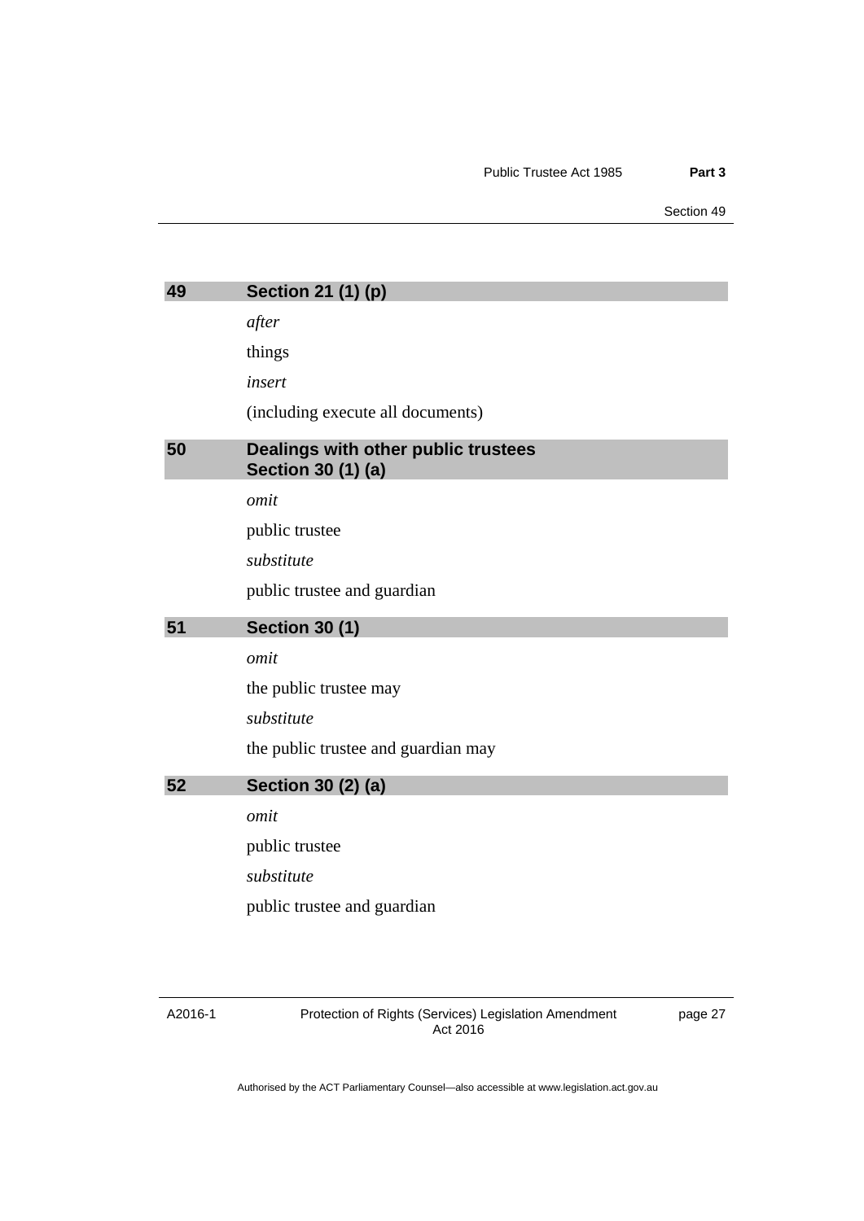## 49 Section 21 (1) (p)

*after*

things

*insert*

(including execute all documents)

## 50 Dealings with other public trustees Section 30 (1) (a)

*omit*

public trustee

*substitute*

public trustee and guardian

## 51 Section 30 (1)

*omit*

the public trustee may

*substitute*

the public trustee and guardian may

## 52 Section 30 (2) (a)

*omit*

public trustee

*substitute*

public trustee and guardian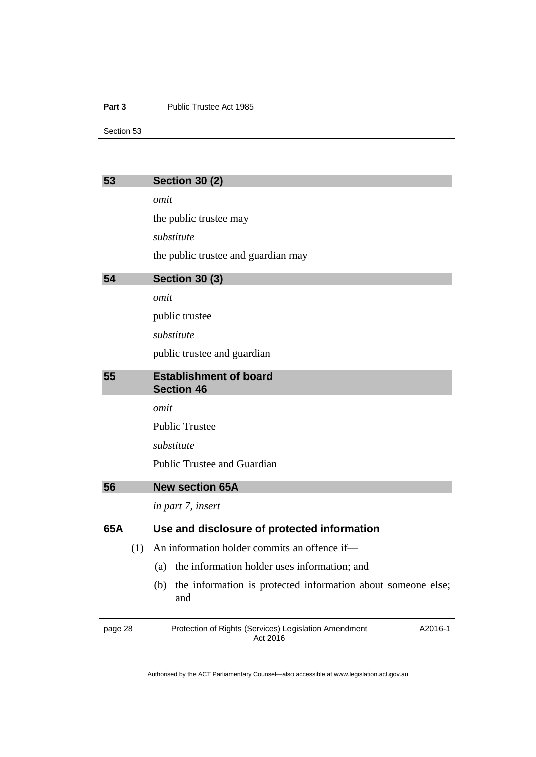## 53 Section 30 (2)

*omit*

the public trustee may

*substitute*

the public trustee and guardian may

## 54 Section 30 (3)

*omit*

public trustee

*substitute*

public trustee and guardian

## 55 Establishment of board Section 46

*omit*

Public Trustee

*substitute*

Public Trustee and Guardian

## 56 New section 65A

*in part 7, insert*

### 65A Use and disclosure of protected information

(1) An information holder commits an offence if—

(a) the information holder uses information; and

(b) the information is protected information about someone else; and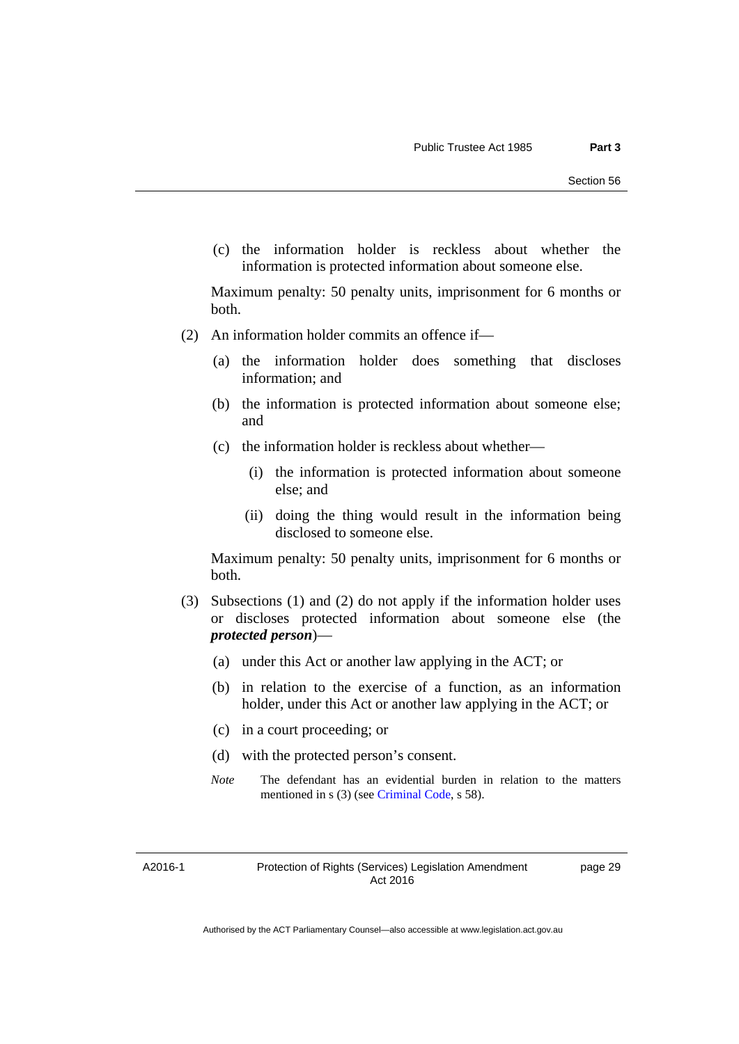(c) the information holder is reckless about whether the information is protected information about someone else.

Maximum penalty: 50 penalty units, imprisonment for 6 months or both.

(2) An information holder commits an offence if—

(a) the information holder does something that discloses information; and

(b) the information is protected information about someone else; and

(c) the information holder is reckless about whether—

(i) the information is protected information about someone else; and

(ii) doing the thing would result in the information being disclosed to someone else.

Maximum penalty: 50 penalty units, imprisonment for 6 months or both.

(3) Subsections (1) and (2) do not apply if the information holder uses or discloses protected information about someone else (the ***protected person***)—

(a) under this Act or another law applying in the ACT; or

(b) in relation to the exercise of a function, as an information holder, under this Act or another law applying in the ACT; or

(c) in a court proceeding; or

(d) with the protected person's consent.

*Note* The defendant has an evidential burden in relation to the matters mentioned in s (3) (see Criminal Code, s 58).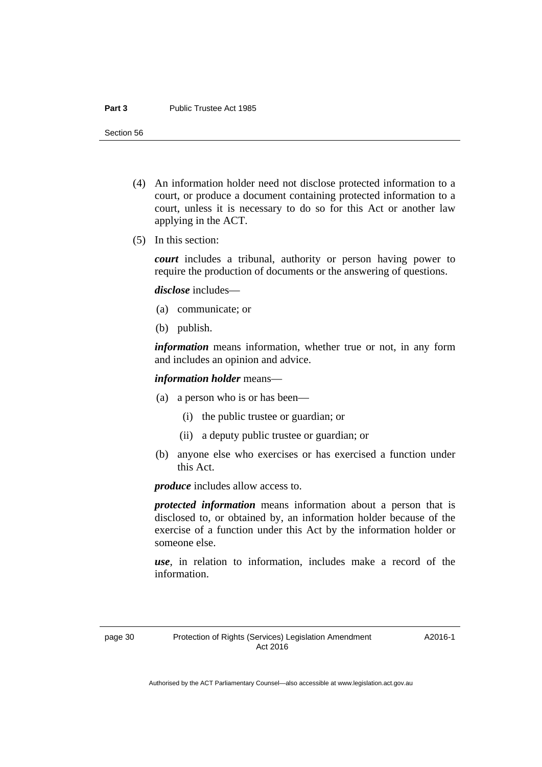(4) An information holder need not disclose protected information to a court, or produce a document containing protected information to a court, unless it is necessary to do so for this Act or another law applying in the ACT.

(5) In this section:

***court*** includes a tribunal, authority or person having power to require the production of documents or the answering of questions.

***disclose*** includes—

(a) communicate; or

(b) publish.

***information*** means information, whether true or not, in any form and includes an opinion and advice.

***information holder*** means—

(a) a person who is or has been—

(i) the public trustee or guardian; or

(ii) a deputy public trustee or guardian; or

(b) anyone else who exercises or has exercised a function under this Act.

***produce*** includes allow access to.

***protected information*** means information about a person that is disclosed to, or obtained by, an information holder because of the exercise of a function under this Act by the information holder or someone else.

***use***, in relation to information, includes make a record of the information.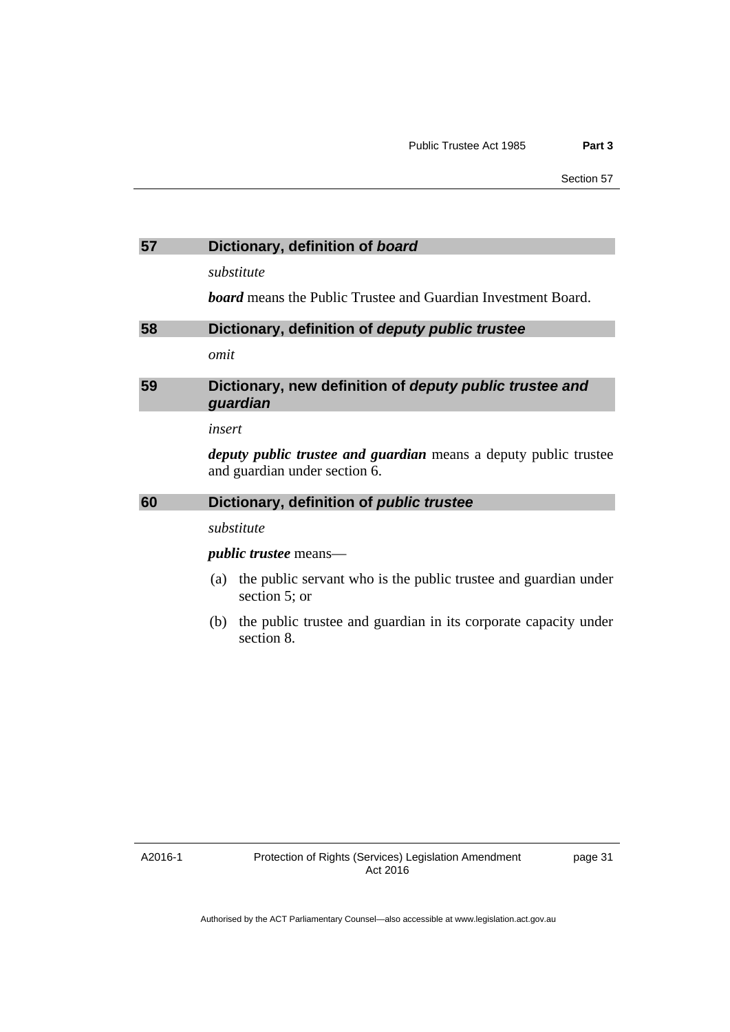## 57 Dictionary, definition of *board*

*substitute*

***board*** means the Public Trustee and Guardian Investment Board.

## 58 Dictionary, definition of *deputy public trustee*

*omit*

## 59 Dictionary, new definition of *deputy public trustee and guardian*

*insert*

***deputy public trustee and guardian*** means a deputy public trustee and guardian under section 6.

## 60 Dictionary, definition of *public trustee*

*substitute*

***public trustee*** means—

(a) the public servant who is the public trustee and guardian under section 5; or

(b) the public trustee and guardian in its corporate capacity under section 8.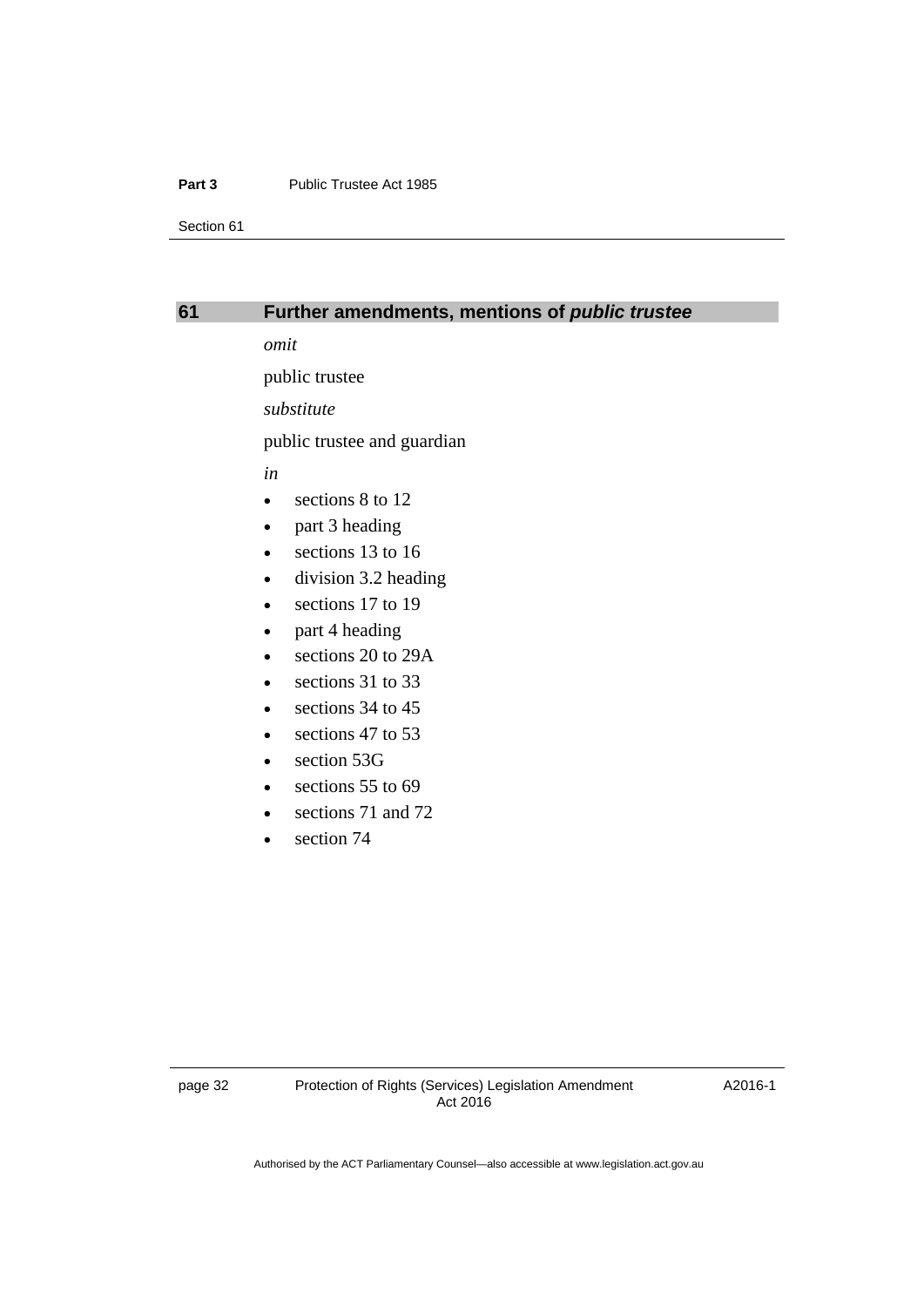## 61 Further amendments, mentions of ***public trustee***

*omit*

public trustee

*substitute*

public trustee and guardian

*in*

- sections 8 to 12
- part 3 heading
- sections 13 to 16
- division 3.2 heading
- sections 17 to 19
- part 4 heading
- sections 20 to 29A
- sections 31 to 33
- sections 34 to 45
- sections 47 to 53
- section 53G
- sections 55 to 69
- sections 71 and 72
- section 74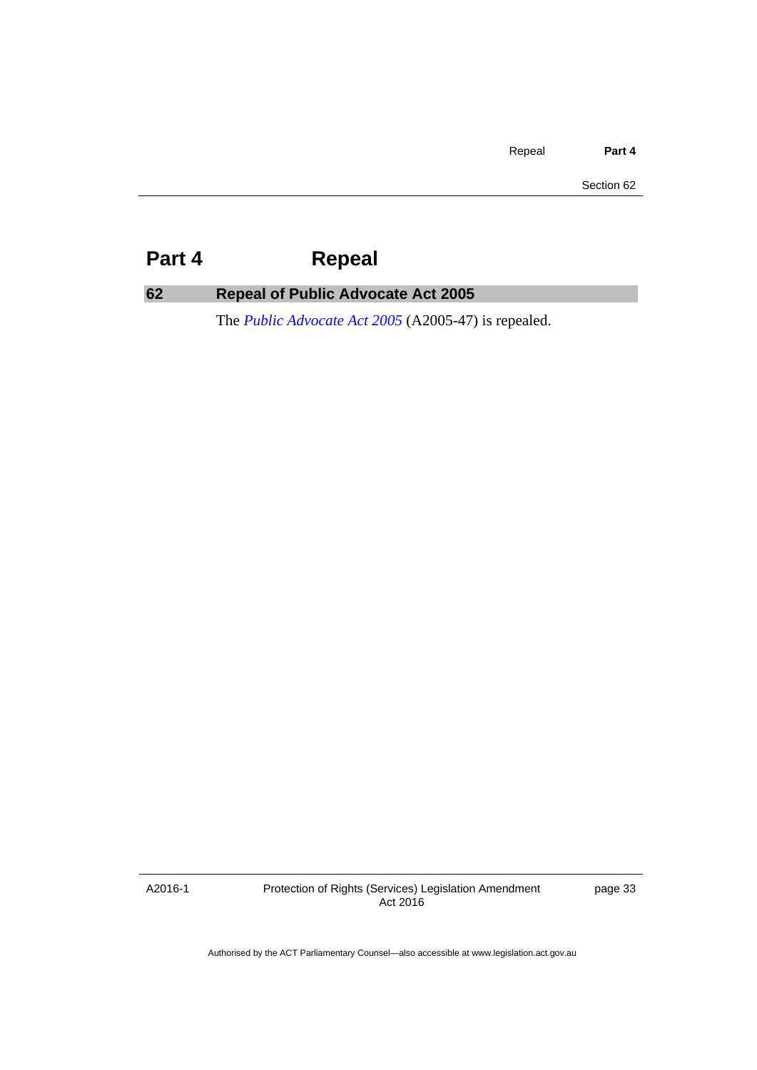# Part 4 Repeal

## 62 Repeal of Public Advocate Act 2005

The *Public Advocate Act 2005* (A2005-47) is repealed.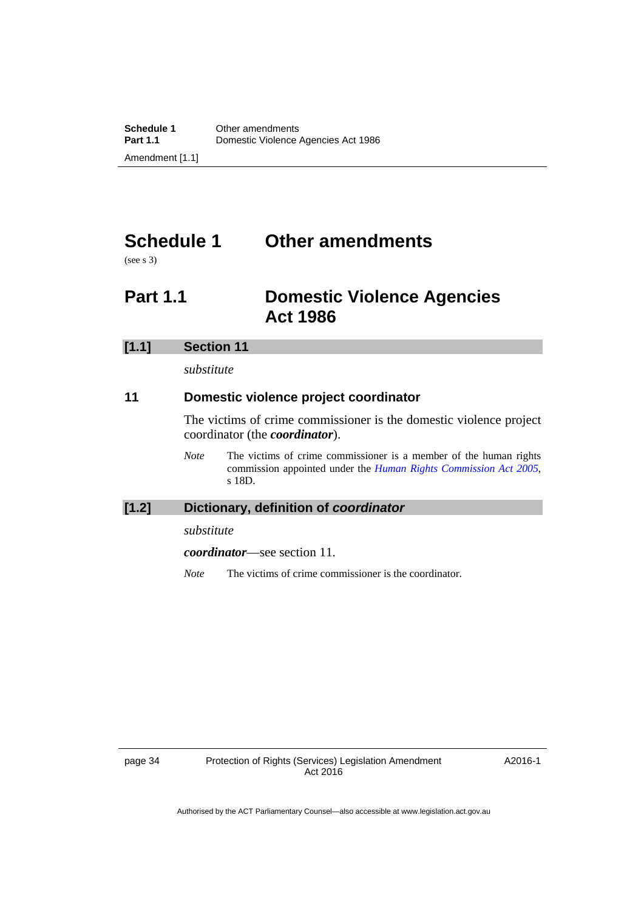# Schedule 1 Other amendments

(see s 3)

## Part 1.1 Domestic Violence Agencies Act 1986

### [1.1] Section 11

*substitute*

**11 Domestic violence project coordinator**

The victims of crime commissioner is the domestic violence project coordinator (the ***coordinator***).

*Note* The victims of crime commissioner is a member of the human rights commission appointed under the *Human Rights Commission Act 2005*, s 18D.

### [1.2] Dictionary, definition of *coordinator*

*substitute*

***coordinator***—see section 11.

*Note* The victims of crime commissioner is the coordinator.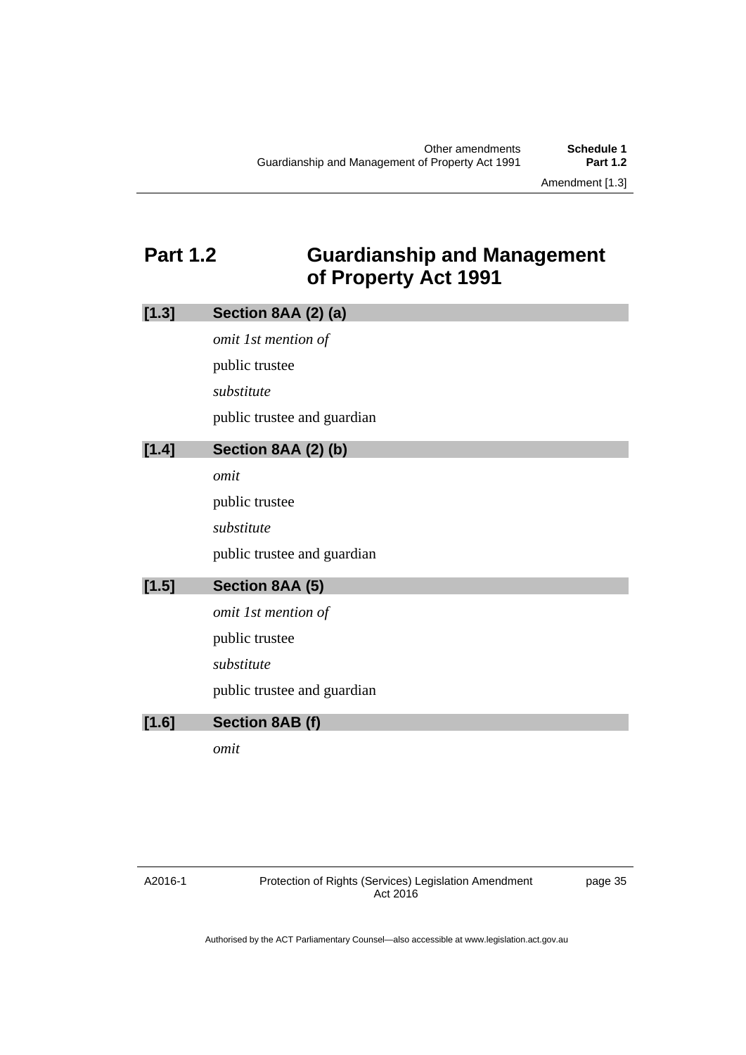## Part 1.2 Guardianship and Management of Property Act 1991

### [1.3] Section 8AA (2) (a)

*omit 1st mention of*

public trustee

*substitute*

public trustee and guardian

### [1.4] Section 8AA (2) (b)

*omit*

public trustee

*substitute*

public trustee and guardian

### [1.5] Section 8AA (5)

*omit 1st mention of*

public trustee

*substitute*

public trustee and guardian

### [1.6] Section 8AB (f)

*omit*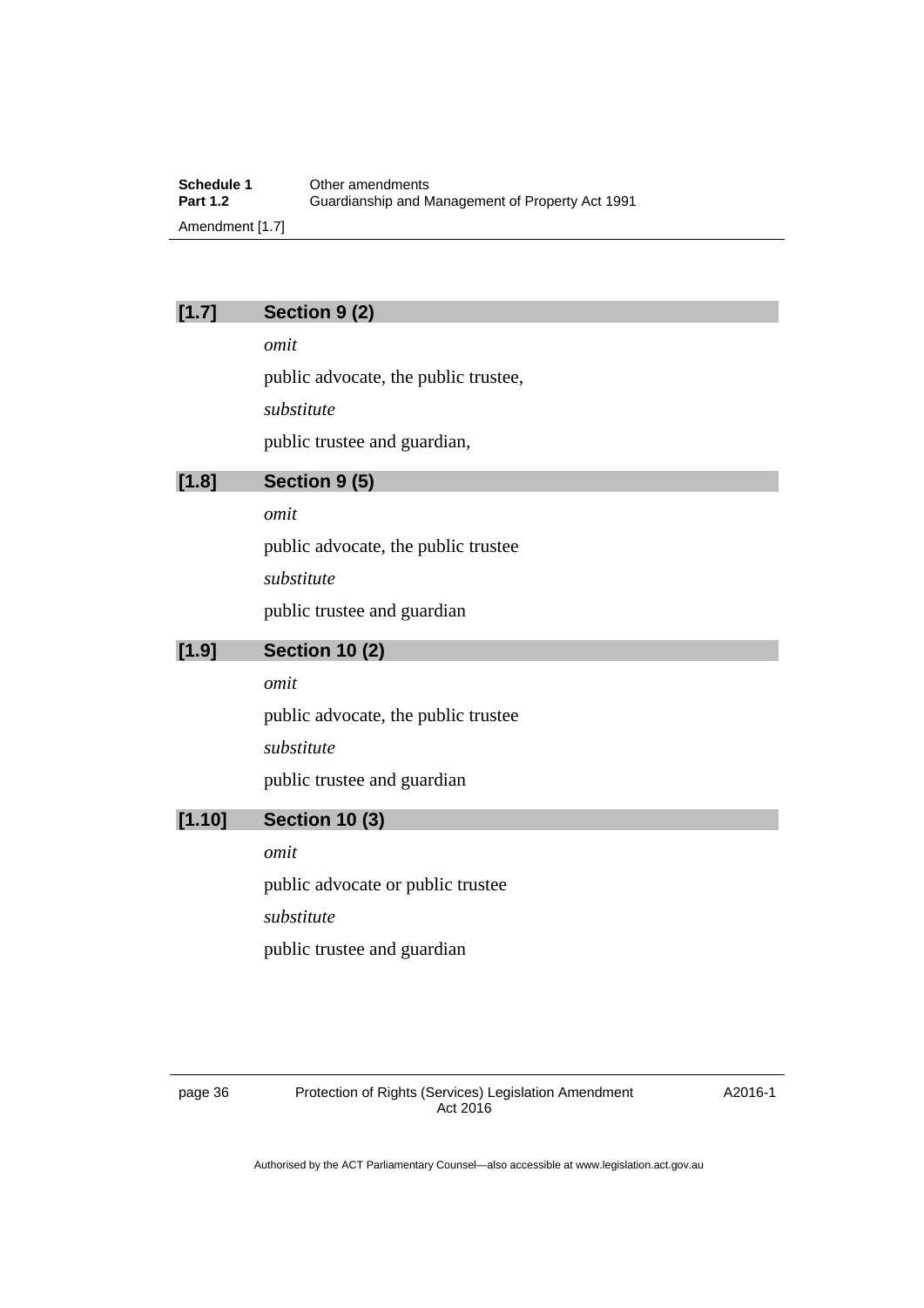## [1.7] Section 9 (2)

*omit*

public advocate, the public trustee,

*substitute*

public trustee and guardian,

## [1.8] Section 9 (5)

*omit*

public advocate, the public trustee

*substitute*

public trustee and guardian

## [1.9] Section 10 (2)

*omit*

public advocate, the public trustee

*substitute*

public trustee and guardian

## [1.10] Section 10 (3)

*omit*

public advocate or public trustee

*substitute*

public trustee and guardian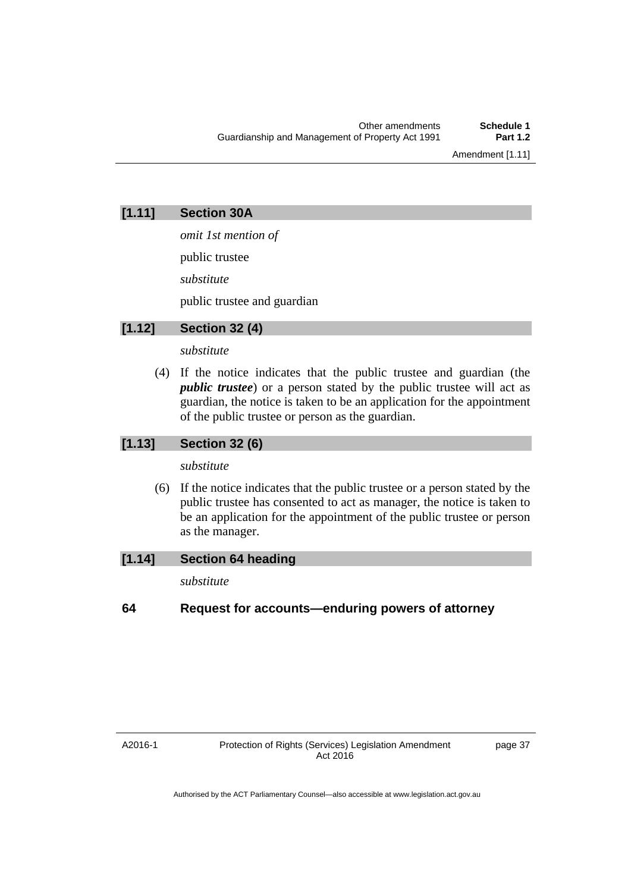## [1.11] Section 30A

*omit 1st mention of*

public trustee

*substitute*

public trustee and guardian

## [1.12] Section 32 (4)

*substitute*

(4) If the notice indicates that the public trustee and guardian (the ***public trustee***) or a person stated by the public trustee will act as guardian, the notice is taken to be an application for the appointment of the public trustee or person as the guardian.

## [1.13] Section 32 (6)

*substitute*

(6) If the notice indicates that the public trustee or a person stated by the public trustee has consented to act as manager, the notice is taken to be an application for the appointment of the public trustee or person as the manager.

## [1.14] Section 64 heading

*substitute*

### 64 Request for accounts—enduring powers of attorney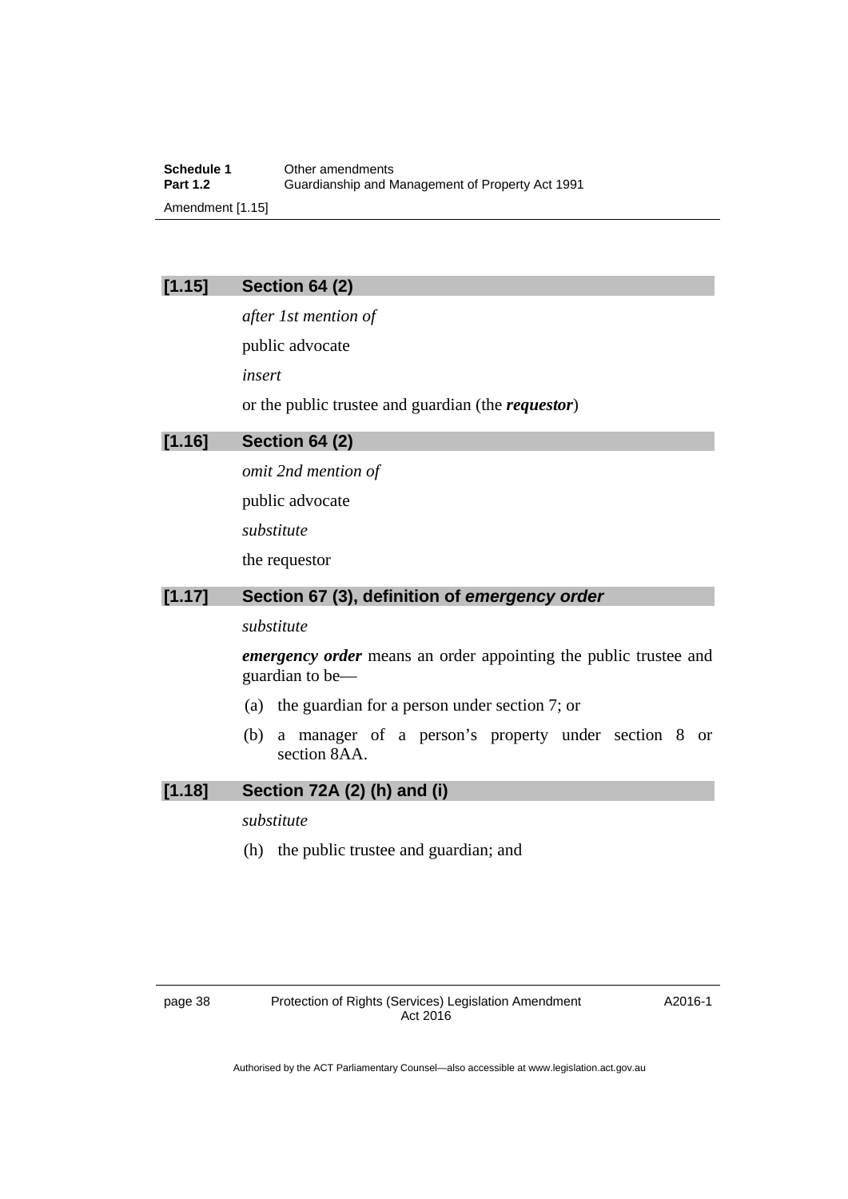### [1.15] Section 64 (2)

*after 1st mention of*

public advocate

*insert*

or the public trustee and guardian (the ***requestor***)

### [1.16] Section 64 (2)

*omit 2nd mention of*

public advocate

*substitute*

the requestor

### [1.17] Section 67 (3), definition of *emergency order*

*substitute*

***emergency order*** means an order appointing the public trustee and guardian to be—

(a) the guardian for a person under section 7; or

(b) a manager of a person's property under section 8 or section 8AA.

### [1.18] Section 72A (2) (h) and (i)

*substitute*

(h) the public trustee and guardian; and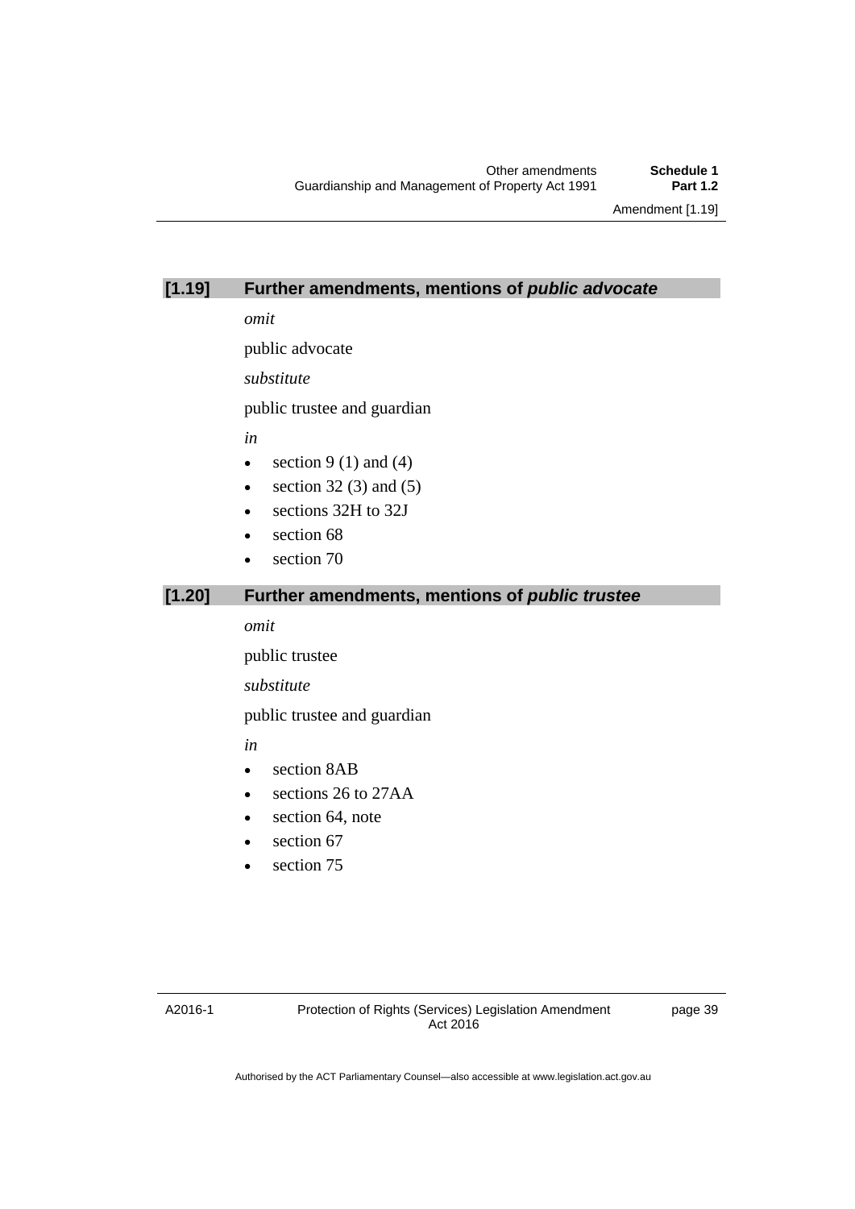## [1.19] Further amendments, mentions of *public advocate*

*omit*

public advocate

*substitute*

public trustee and guardian

*in*

- section 9 (1) and (4)
- section 32 (3) and (5)
- sections 32H to 32J
- section 68
- section 70

## [1.20] Further amendments, mentions of *public trustee*

*omit*

public trustee

*substitute*

public trustee and guardian

*in*

- section 8AB
- sections 26 to 27AA
- section 64, note
- section 67
- section 75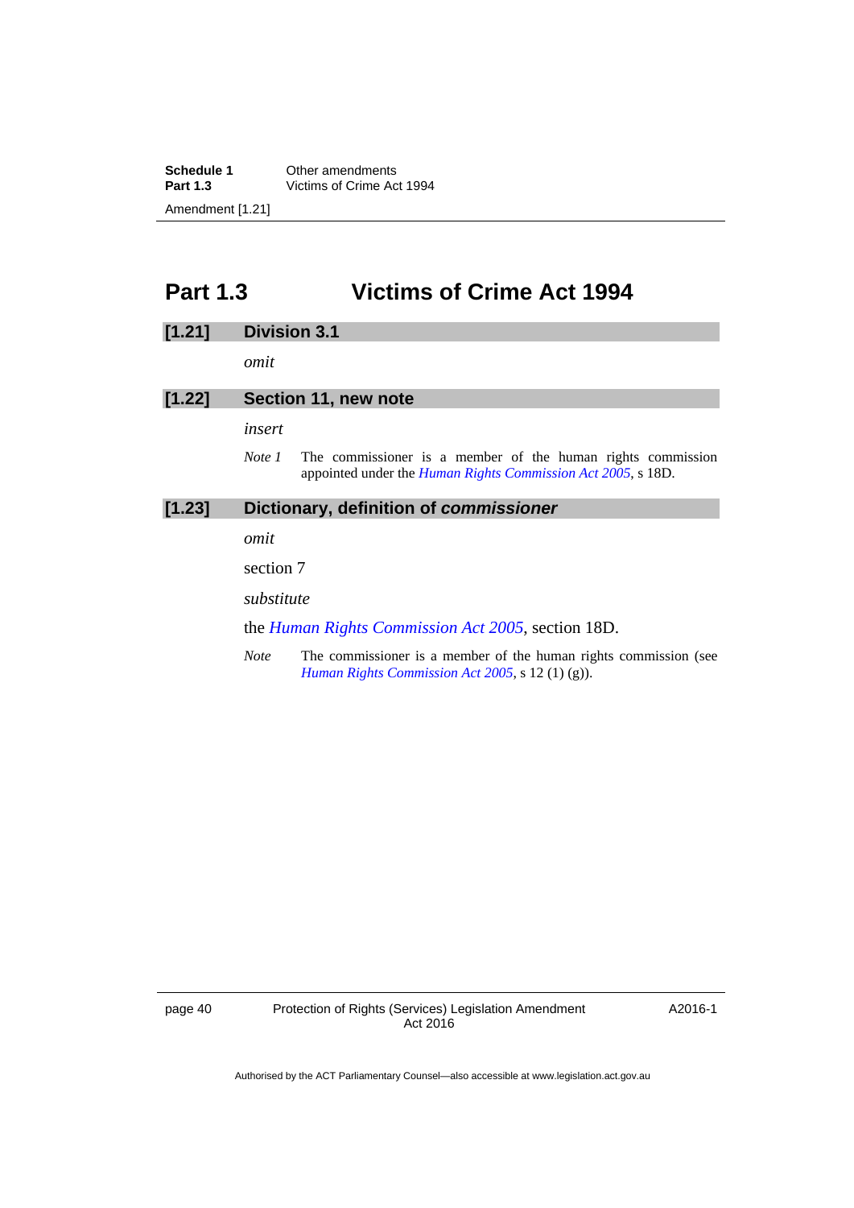# Part 1.3 Victims of Crime Act 1994

## [1.21] Division 3.1

*omit*

## [1.22] Section 11, new note

*insert*

*Note 1* The commissioner is a member of the human rights commission appointed under the *Human Rights Commission Act 2005*, s 18D.

## [1.23] Dictionary, definition of ***commissioner***

*omit*

section 7

*substitute*

the *Human Rights Commission Act 2005*, section 18D.

*Note* The commissioner is a member of the human rights commission (see *Human Rights Commission Act 2005*, s 12 (1) (g)).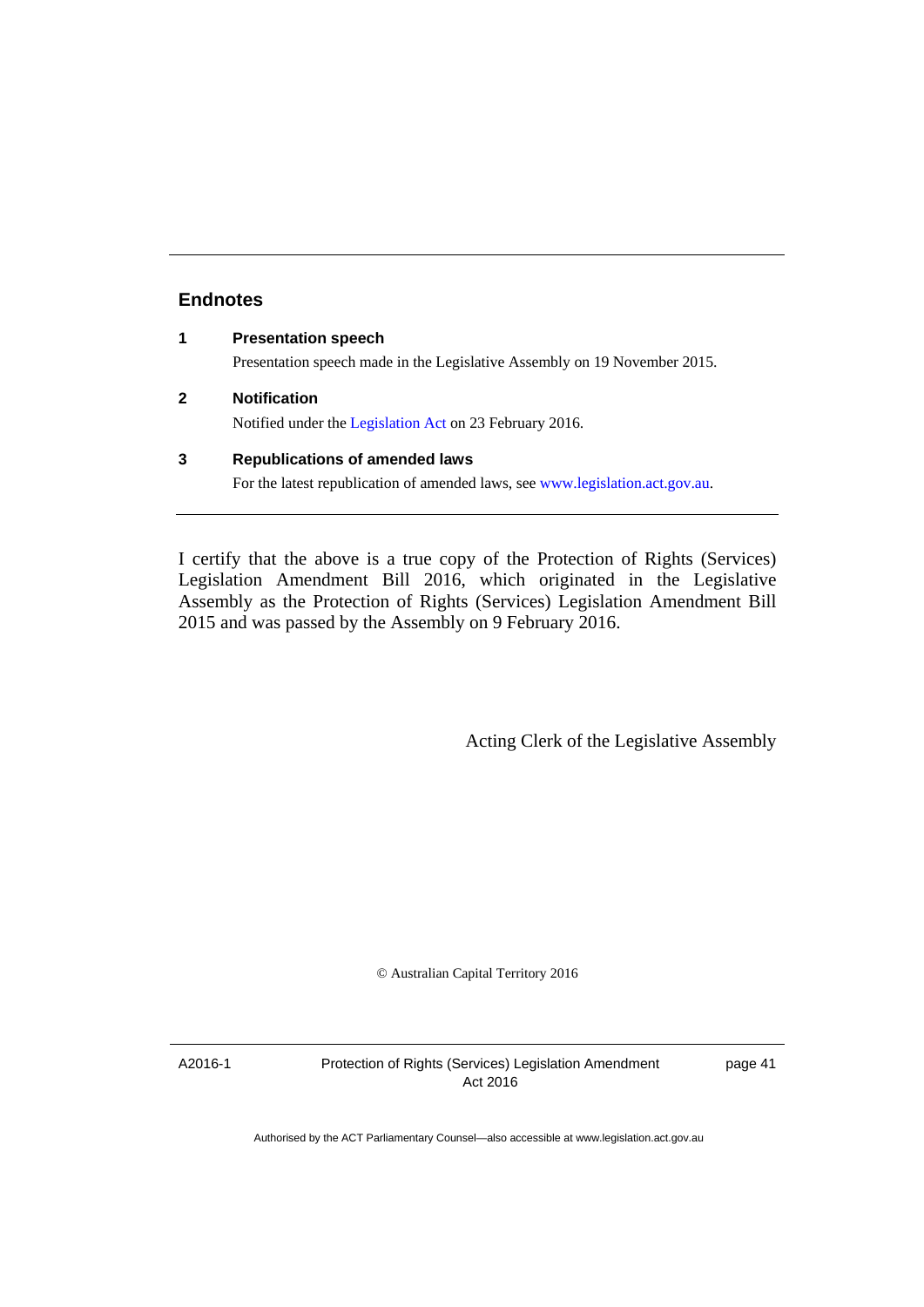## Endnotes

### 1 Presentation speech

Presentation speech made in the Legislative Assembly on 19 November 2015.

### 2 Notification

Notified under the Legislation Act on 23 February 2016.

### 3 Republications of amended laws

For the latest republication of amended laws, see www.legislation.act.gov.au.

---

I certify that the above is a true copy of the Protection of Rights (Services) Legislation Amendment Bill 2016, which originated in the Legislative Assembly as the Protection of Rights (Services) Legislation Amendment Bill 2015 and was passed by the Assembly on 9 February 2016.

Acting Clerk of the Legislative Assembly

© Australian Capital Territory 2016